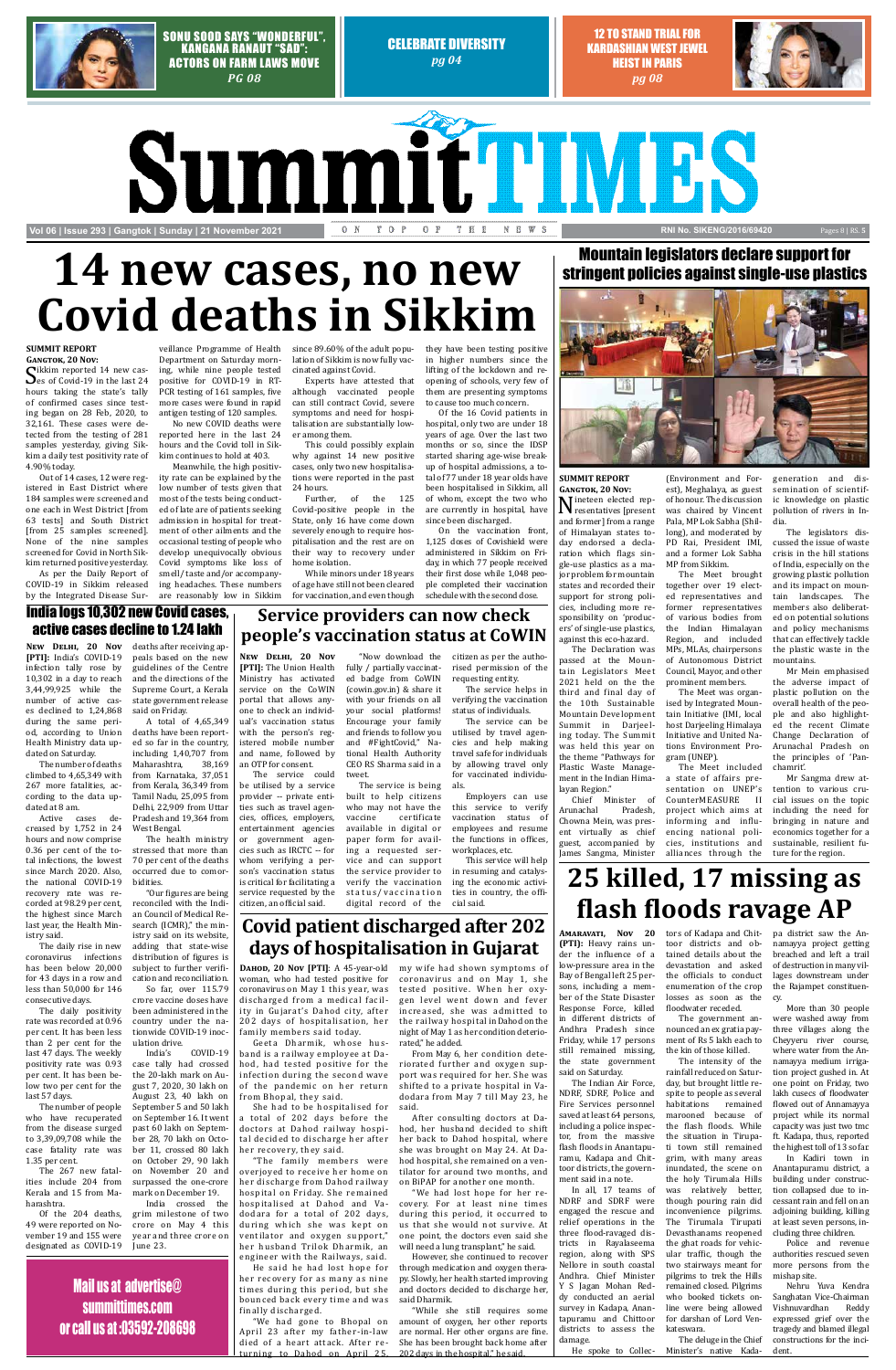SONU SOOD SAYS "WONDERFUL", KANGANA RANAUT "SAD": ACTORS ON FARM LAWS MOVE PG 08

CELEBRATE DIVERSITY pg 04

12 TO STAND TRIAL FOR KARDASHIAN WEST JEWEL HEIST IN PARIS pg 08

# Summit TIMES

Vol 06 | Issue 293 | Gangtok | Sunday | 21 November 2021 — ON TOP OF THE NEWS — RNI No. SIKENG/2016/69420 — Pages 8 | RS. 5

# 14 new cases, no new Covid deaths in Sikkim

**SUMMIT REPORT**
**GANGTOK, 20 NOV:**

Sikkim reported 14 new cases of Covid-19 in the last 24 hours taking the state's tally of confirmed cases since testing began on 28 Feb, 2020, to 32,161. These cases were detected from the testing of 281 samples yesterday, giving Sikkim a daily test positivity rate of 4.90% today.

Out of 14 cases, 12 were registered in East District where 184 samples were screened and one each in West District [from 63 tests] and South District [from 25 samples screened]. None of the nine samples screened for Covid in North Sikkim returned positive yesterday.

As per the Daily Report of COVID-19 in Sikkim released by the Integrated Disease Surveillance Programme of Health on Saturday morning, while nine people tested positive for COVID-19 in RT-PCR testing of 161 samples, five more cases were found in rapid antigen testing of 120 samples.

No new COVID deaths were reported here in the last 24 hours and the Covid toll in Sikkim continues to hold at 403.

Meanwhile, the high positivity rate can be explained by the low number of tests given that most of the tests being conducted of late are of patients seeking admission in hospital for treatment of other ailments and the occasional testing of people who develop unequivocally obvious Covid symptoms like loss of smell/taste and/or accompanying headaches. These numbers are reasonably low in Sikkim since 89.60% of the adult population of Sikkim is now fully vaccinated against Covid.

Experts have attested that although vaccinated people can still contract Covid, severe symptoms and need for hospitalisation are substantially lower among them.

This could possibly explain why against 14 new positive cases, only two new hospitalisations were reported in the past 24 hours.

Further, of the 125 Covid-positive people in the State, only 16 have come down severely enough to require hospitalisation and the rest are on their way to recovery under home isolation.

While minors under 18 years of age have still not been cleared for vaccination, and even though they have been testing positive in higher numbers since the lifting of the lockdown and reopening of schools, very few of them are presenting symptoms to cause too much concern.

Of the 16 Covid patients in hospital, only two are under 18 years of age. Over the last two months or so, since the IDSP started sharing age-wise breakup of hospital admissions, a total of 77 under 18 year olds have been hospitalised in Sikkim, all of whom, except the two who are currently in hospital, have since been discharged.

On the vaccination front, 1,125 doses of Covishield were administered in Sikkim on Friday, in which 77 people received their first dose while 1,048 people completed their vaccination schedule with the second dose.

## Mountain legislators declare support for stringent policies against single-use plastics

**SUMMIT REPORT**
**GANGTOK, 20 NOV:**

Nineteen elected representatives [present and former] from a range of Himalayan states today endorsed a declaration which flags single-use plastics as a major problem for mountain states and recorded their support for strong policies, including more responsibility on 'producers' of single-use plastics, against this eco-hazard.

The Declaration was passed at the Mountain Legislators Meet 2021 held on the third and final day of the 10th Sustainable Mountain Development Summit in Darjeeling today. The Summit was held this year on the theme "Pathways for Plastic Waste Management in the Indian Himalayan Region."

Chief Minister of Arunachal Pradesh, Chowna Mein, was present virtually as chief guest, accompanied by James Sangma, Minister (Environment and Forest), Meghalaya, as guest of honour. The discussion was chaired by Vincent Pala, MP Lok Sabha (Shillong), and moderated by PD Rai, President IMI, and a former Lok Sabha MP from Sikkim.

The Meet brought together over 19 elected representatives and former representatives of various bodies from the Indian Himalayan Region, and included MPs, MLAs, chairpersons of Autonomous District Council, Mayor, and other prominent members.

The Meet was organised by Integrated Mountain Initiative (IMI, local host Darjeeling Himalaya Initiative and United Nations Environment Program (UNEP).

The Meet included a state of affairs presentation on UNEP's CounterMEASURE II project which aims at informing and influencing national policies, institutions and alliances through the generation and dissemination of scientific knowledge on plastic pollution of rivers in India.

The legislators discussed the issue of waste crisis in the hill stations of India, especially on the growing plastic pollution and its impact on mountain landscapes. The members also deliberated on potential solutions and policy mechanisms that can effectively tackle the plastic waste in the mountains.

Mr Mein emphasised the adverse impact of plastic pollution on the overall health of the people and also highlighted the recent Climate Change Declaration of Arunachal Pradesh on the principles of 'Panchamrit'.

Mr Sangma drew attention to various crucial issues on the topic including the need for bringing in nature and economics together for a sustainable, resilient future for the region.

## India logs 10,302 new Covid cases, active cases decline to 1.24 lakh

**NEW DELHI, 20 Nov [PTI]:** India's COVID-19 infection tally rose by 10,302 in a day to reach 3,44,99,925 while the number of active cases declined to 1,24,868 during the same period, according to Union Health Ministry data updated on Saturday.

The number of deaths climbed to 4,65,349 with 267 more fatalities, according to the data updated at 8 am.

Active cases decreased by 1,752 in 24 hours and now comprise 0.36 per cent of the total infections, the lowest since March 2020. Also, the national COVID-19 recovery rate was recorded at 98.29 per cent, the highest since March last year, the Health Ministry said.

The daily rise in new coronavirus infections has been below 20,000 for 43 days in a row and less than 50,000 for 146 consecutive days.

The daily positivity rate was recorded at 0.96 per cent. It has been less than 2 per cent for the last 47 days. The weekly positivity rate was 0.93 per cent. It has been below two per cent for the last 57 days.

The number of people who have recuperated from the disease surged to 3,39,09,708 while the case fatality rate was 1.35 per cent.

The 267 new fatalities include 204 from Kerala and 15 from Maharashtra.

Of the 204 deaths, 49 were reported on November 19 and 155 were designated as COVID-19 deaths after receiving appeals based on the new guidelines of the Centre and the directions of the Supreme Court, a Kerala state government release said on Friday.

A total of 4,65,349 deaths have been reported so far in the country, including 1,40,707 from Maharashtra, 38,169 from Karnataka, 37,051 from Kerala, 36,349 from Tamil Nadu, 25,095 from Delhi, 22,909 from Uttar Pradesh and 19,364 from West Bengal.

The health ministry stressed that more than 70 per cent of the deaths occurred due to comorbidities.

"Our figures are being reconciled with the Indian Council of Medical Research (ICMR)," the ministry said on its website, adding that state-wise distribution of figures is subject to further verification and reconciliation.

So far, over 115.79 crore vaccine doses have been administered in the country under the nationwide COVID-19 inoculation drive.

India's COVID-19 case tally had crossed the 20-lakh mark on August 7, 2020, 30 lakh on August 23, 40 lakh on September 5 and 50 lakh on September 16. It went past 60 lakh on September 28, 70 lakh on October 11, crossed 80 lakh on October 29, 90 lakh on November 20 and surpassed the one-crore mark on December 19.

India crossed the grim milestone of two crore on May 4 this year and three crore on June 23.

## Service providers can now check people's vaccination status at CoWIN

**NEW DELHI, 20 Nov [PTI]:** The Union Health Ministry has activated service on the CoWIN portal that allows anyone to check an individual's vaccination status with the person's registered mobile number and name, followed by an OTP for consent.

The service could be utilised by a service provider -- private entities such as travel agencies, offices, employers, entertainment agencies or government agencies such as IRCTC -- for whom verifying a person's vaccination status is critical for facilitating a service requested by the citizen, an official said.

"Now download the fully / partially vaccinated badge from CoWIN (cowin.gov.in) & share it with your friends on all your social platforms! Encourage your family and friends to follow you and #FightCovid," National Health Authority CEO RS Sharma said in a tweet.

The service is being built to help citizens who may not have the vaccine certificate available in digital or paper form for availing a requested service and can support the service provider to verify the vaccination status/vaccination digital record of the citizen as per the authorised permission of the requesting entity.

The service helps in verifying the vaccination status of individuals.

The service can be utilised by travel agencies and help making travel safe for individuals by allowing travel only for vaccinated individuals.

Employers can use this service to verify vaccination status of employees and resume the functions in offices, workplaces, etc.

This service will help in resuming and catalysing the economic activities in country, the official said.

## Covid patient discharged after 202 days of hospitalisation in Gujarat

**DAHOD, 20 Nov [PTI]:** A 45-year-old woman, who had tested positive for coronavirus on May 1 this year, was discharged from a medical facility in Gujarat's Dahod city, after 202 days of hospitalisation, her family members said today.

Geeta Dharmik, whose husband is a railway employee at Dahod, had tested positive for the infection during the second wave of the pandemic on her return from Bhopal, they said.

She had to be hospitalised for a total of 202 days before the doctors at Dahod railway hospital decided to discharge her after her recovery, they said.

"The family members were overjoyed to receive her home on her discharge from Dahod railway hospital on Friday. She remained hospitalised at Dahod and Vadodara for a total of 202 days, during which she was kept on ventilator and oxygen support," her husband Trilok Dharmik, an engineer with the Railways, said.

He said he had lost hope for her recovery for as many as nine times during this period, but she bounced back every time and was finally discharged.

"We had gone to Bhopal on April 23 after my father-in-law died of a heart attack. After returning to Dahod on April 25, my wife had shown symptoms of coronavirus and on May 1, she tested positive. When her oxygen level went down and fever increased, she was admitted to the railway hospital in Dahod on the night of May 1 as her condition deteriorated," he added.

From May 6, her condition deteriorated further and oxygen support was required for her. She was shifted to a private hospital in Vadodara from May 7 till May 23, he said.

After consulting doctors at Dahod, her husband decided to shift her back to Dahod hospital, where she was brought on May 24. At Dahod hospital, she remained on a ventilator for around two months, and on BiPAP for another one month.

"We had lost hope for her recovery. For at least nine times during this period, it occurred to us that she would not survive. At one point, the doctors even said she will need a lung transplant," he said.

However, she continued to recover through medication and oxygen therapy. Slowly, her health started improving and doctors decided to discharge her, said Dharmik.

"While she still requires some amount of oxygen, her other reports are normal. Her other organs are fine. She has been brought back home after 202 days in the hospital," he said.

# 25 killed, 17 missing as flash floods ravage AP

**AMARAVATI, Nov 20 (PTI):** Heavy rains under the influence of a low-pressure area in the Bay of Bengal left 25 persons, including a member of the State Disaster Response Force, killed in different districts of Andhra Pradesh since Friday, while 17 persons still remained missing, the state government said on Saturday.

The Indian Air Force, NDRF, SDRF, Police and Fire Services personnel saved at least 64 persons, including a police inspector, from the massive flash floods in Anantapuramu, Kadapa and Chittoor districts, the government said in a note.

In all, 17 teams of NDRF and SDRF were engaged the rescue and relief operations in the three flood-ravaged districts in Rayalaseema region, along with SPS Nellore in south coastal Andhra. Chief Minister Y S Jagan Mohan Reddy conducted an aerial survey in Kadapa, Anantapuramu and Chittoor districts to assess the damage.

He spoke to Collectors of Kadapa and Chittoor districts and obtained details about the devastation and asked the officials to conduct enumeration of the crop losses as soon as the floodwater receded.

The government announced an ex gratia payment of Rs 5 lakh each to the kin of those killed.

The intensity of the rainfall reduced on Saturday, but brought little respite to people as several habitations remained marooned because of the flash floods. While the situation in Tirupati town still remained grim, with many areas inundated, the scene on the holy Tirumala Hills was relatively better, though pouring rain did inconvenience pilgrims. The Tirumala Tirupati Devasthanams reopened the ghat roads for vehicular traffic, though the two stairways meant for pilgrims to trek the Hills remained closed. Pilgrims who booked tickets online were being allowed for darshan of Lord Venkateswara.

The deluge in the Chief Minister's native Kadapa district saw the Annamayya project getting breached and left a trail of destruction in many villages downstream under the Rajampet constituency.

More than 30 people were washed away from three villages along the Cheyyeru river course, where water from the Annamayya medium irrigation project gushed in. At one point on Friday, two lakh cusecs of floodwater flowed out of Annamayya project while its normal capacity was just two tmc ft. Kadapa, thus, reported the highest toll of 13 so far.

In Kadiri town in Anantapuramu district, a building under construction collapsed due to incessant rain and fell on an adjoining building, killing at least seven persons, including three children.

Police and revenue authorities rescued seven more persons from the mishap site.

Nehru Yuva Kendra Sanghatan Vice-Chairman Vishnuvardhan Reddy expressed grief over the tragedy and blamed illegal constructions for the incident.

Mail us at advertise@summittimes.com or call us at :03592-208698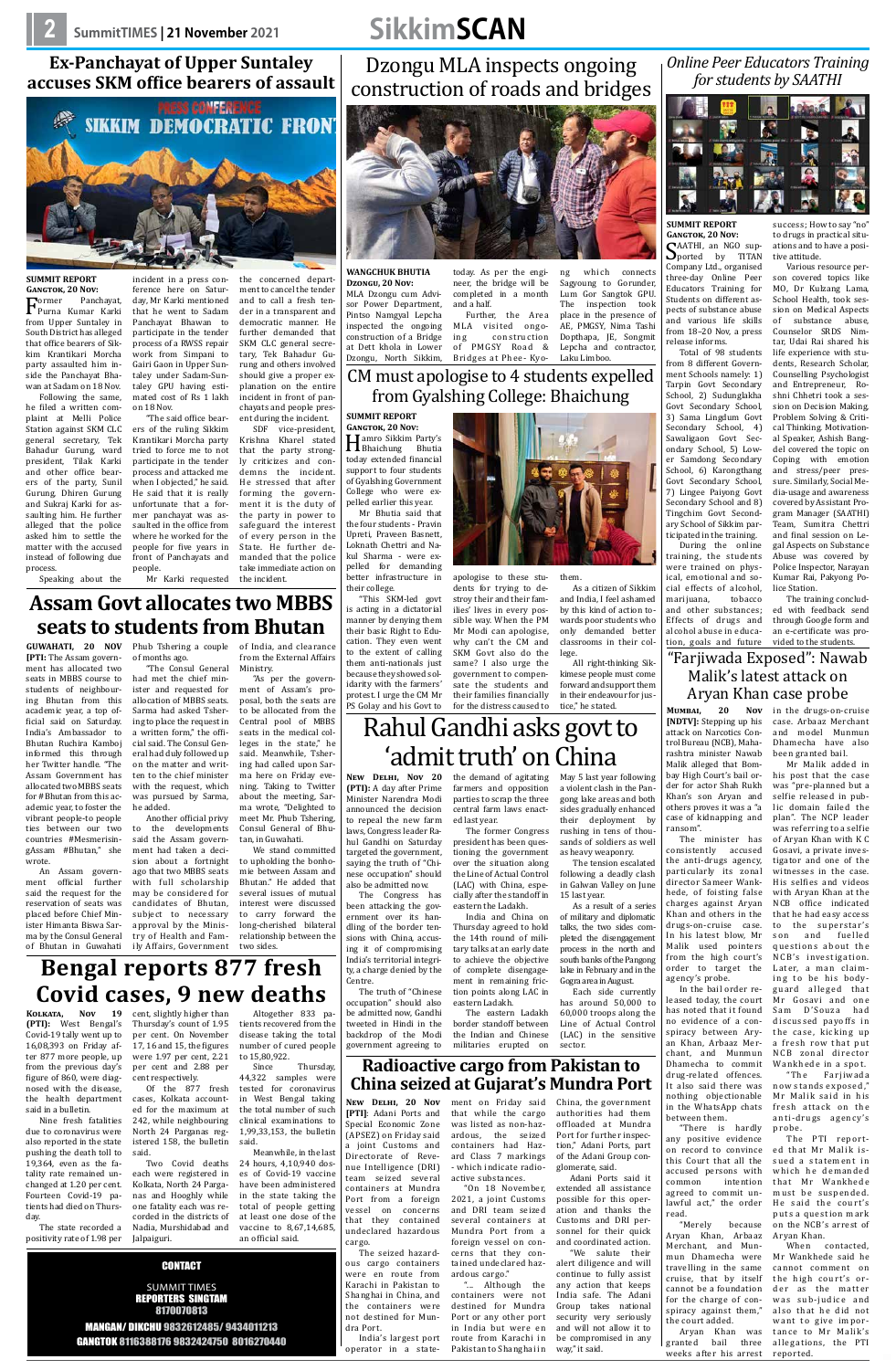## Ex-Panchayat of Upper Suntaley accuses SKM office bearers of assault

**SUMMIT REPORT**
**GANGTOK, 20 Nov:**

Former Panchayat, Purna Kumar Karki from Upper Suntaley in South District has alleged that office bearers of Sikkim Krantikari Morcha party assaulted him inside the Panchayat Bhawan at Sadam on 18 Nov.

Following the same, he filed a written complaint at Melli Police Station against SKM CLC general secretary, Tek Bahadur Gurung, ward president, Tilak Karki and other office bearers of the party, Sunil Gurung, Dhiren Gurung and Sukraj Karki for assaulting him. He further alleged that the police asked him to settle the matter with the accused instead of following due process.

Speaking about the incident in a press conference here on Saturday, Mr Karki mentioned that he went to Sadam Panchayat Bhawan to participate in the tender process of a RWSS repair work from Simpani to Gairi Gaon in Upper Suntaley under Sadam-Suntaley GPU having estimated cost of Rs 1 lakh on 18 Nov.

"The said office bearers of the ruling Sikkim Krantikari Morcha party tried to force me to not participate in the tender process and attacked me when I objected," he said. He said that it is really unfortunate that a former panchayat was assaulted in the office from where he worked for the people for five years in front of Panchayats and people.

Mr Karki requested the concerned department to cancel the tender and to call a fresh tender in a transparent and democratic manner. He further demanded that SKM CLC general secretary, Tek Bahadur Gurung and others involved should give a proper explanation on the entire incident in front of panchayats and people present during the incident.

SDF vice-president, Krishna Kharel stated that the party strongly criticizes and condemns the incident. He stressed that after forming the government it is the duty of the party in power to safeguard the interest of every person in the State. He further demanded that the police take immediate action on the incident.

## Dzongu MLA inspects ongoing construction of roads and bridges

**WANGCHUK BHUTIA**
**DZONGU, 20 Nov:**

MLA Dzongu cum Advisor Power Department, Pintso Namgyal Lepcha inspected the ongoing construction of a Bridge at Dett khola in Lower Dzongu, North Sikkim, today. As per the engineer, the bridge will be completed in a month and a half.

Further, the Area MLA visited ongoing construction of PMGSY Road & Bridges at Phee- Kyong which connects Sagyoung to Gorunder, Lum Gor Sangtok GPU. The inspection took place in the presence of AE, PMGSY, Nima Tashi Dopthapa, JE, Songmit Lepcha and contractor, Laku Limboo.

## CM must apologise to 4 students expelled from Gyalshing College: Bhaichung

**SUMMIT REPORT**
**GANGTOK, 20 Nov:**

Hamro Sikkim Party's Bhaichung Bhutia today extended financial support to four students of Gyalshing Government College who were expelled earlier this year.

Mr Bhutia said that the four students - Pravin Upreti, Praveen Basnett, Loknath Chettri and Nakul Sharma - were expelled for demanding better infrastructure in their college.

"This SKM-led govt is acting in a dictatorial manner by denying them their basic Right to Education. They were evicted to the extent of calling them anti-nationals just because they showed solidarity with the farmers' protest. I urge the CM Mr PS Golay and his Govt to apologise to these students for trying to destroy their and their families' lives in every possible way. When the PM Mr Modi can apologise, why can't the CM and SKM Govt also do the same? I also urge the government to compensate the students and their families financially for the distress caused to them.

As a citizen of Sikkim and India, I feel ashamed by this kind of action towards poor students who only demanded better classrooms in their college.

All right-thinking Sikkimese people must come forward and support them in their endeavour for justice," he stated.

## Online Peer Educators Training for students by SAATHI

**SUMMIT REPORT**
**GANGTOK, 20 Nov:**

SAATHI, an NGO supported by TITAN Company Ltd., organised three-day Online Peer Educators Training for Students on different aspects of substance abuse and various life skills from 18-20 Nov, a press release informs.

Total of 98 students from 8 different Government Schools namely: 1) Tarpin Govt Secondary School, 2) Sudunglakha Govt Secondary School, 3) Sama Lingdum Govt Secondary School, 4) Sawaligaon Govt Secondary School, 5) Lower Samdong Secondary School, 6) Karongthang Govt Secondary School, 7) Lingee Paiyong Govt Secondary School and 8) Tingchim Govt Secondary School of Sikkim participated in the training.

During the online training, the students were trained on physical, emotional and social effects of alcohol, marijuana, tobacco and other substances; Effects of drugs and alcohol abuse in education, goals and future success; How to say "no" to drugs in practical situations and to have a positive attitude.

Various resource person covered topics like MO, Dr Kulzang Lama, School Health, took session on Medical Aspects of substance abuse, Counselor SRDS Nimtar, Udai Rai shared his life experience with students, Research Scholar, Counselling Psychologist and Entrepreneur, Roshni Chhetri took a session on Decision Making, Problem Solving & Critical Thinking, Motivational Speaker, Ashish Bangdel covered the topic on Coping with emotion and stress/peer pressure. Similarly, Social Media-usage and awareness covered by Assistant Program Manager (SAATHI) Team, Sumitra Chettri and final session on Legal Aspects on Substance Abuse was covered by Police Inspector, Narayan Kumar Rai, Pakyong Police Station.

The training concluded with feedback send through Google form and an e-certificate was provided to the students.

## Assam Govt allocates two MBBS seats to students from Bhutan

**GUWAHATI, 20 NOV [PTI]:** The Assam government has allocated two seats in MBBS course to students of neighbouring Bhutan from this academic year, a top official said on Saturday. India's Ambassador to Bhutan Ruchira Kamboj informed this through her Twitter handle. "The Assam Government has allocated two MBBS seats for # Bhutan from this academic year, to foster the vibrant people-to-people ties between our two countries #Mesmerisin-gAssam #Bhutan," she wrote.

An Assam government official further said the request for the reservation of seats was placed before Chief Minister Himanta Biswa Sarma by the Consul General of Bhutan in Guwahati Phub Tshering a couple of months ago.

"The Consul General had met the chief minister and requested for allocation of MBBS seats. Sarma had asked Tshering to place the request in a written form," the official said. The Consul General had duly followed up on the matter and written to the chief minister with the request, which was pursued by Sarma, he added.

Another official privy to the developments said the Assam government had taken a decision about a fortnight ago that two MBBS seats with full scholarship may be considered for candidates of Bhutan, subject to necessary approval by the Ministry of Health and Family Affairs, Government of India, and clearance from the External Affairs Ministry.

"As per the government's proposal, both the seats are to be allocated from the Central pool of MBBS seats in the medical colleges in the state," he said. Meanwhile, Tshering had met Sarma here on Friday evening. Taking to Twitter about the meeting, Sarma wrote, "Delighted to meet Mr. Phub Tshering, Consul General of Bhutan, in Guwahati.

We stand committed to upholding the bonhomie between Assam and Bhutan." He added that several issues of mutual interest were discussed to carry forward the long-cherished bilateral relationship between the two sides.

## Rahul Gandhi asks govt to 'admit truth' on China

**NEW DELHI, Nov 20 (PTI):** A day after Prime Minister Narendra Modi announced the decision to repeal the new farm laws, Congress leader Rahul Gandhi on Saturday targeted the government, saying the truth of "Chinese occupation" should also be admitted now.

The Congress has been attacking the government over its handling of the border tensions with China, accusing it of compromising India's territorial integrity, a charge denied by the Centre.

The truth of "Chinese occupation" should also be admitted now, Gandhi tweeted in Hindi in the backdrop of the Modi government agreeing to the demand of agitating farmers and opposition parties to scrap the three central farm laws enacted last year.

The former Congress president has been questioning the government over the situation along the Line of Actual Control (LAC) with China, especially after the standoff in eastern Ladakh.

India and China on Thursday agreed to hold the 14th round of military talks at an early date to achieve the objective of complete disengagement in remaining friction points along LAC in eastern Ladakh.

The eastern Ladakh border standoff between the Indian and Chinese militaries erupted on May 5 last year following a violent clash in the Pangong lake areas and both sides gradually enhanced their deployment by rushing in tens of thousands of soldiers as well as heavy weaponry.

The tension escalated following a deadly clash in Galwan Valley on June 15 last year.

As a result of a series of military and diplomatic talks, the two sides completed the disengagement process in the north and south banks of the Pangong lake in February and in the Gogra area in August.

Each side currently has around 50,000 to 60,000 troops along the Line of Actual Control (LAC) in the sensitive sector.

## "Farjiwada Exposed": Nawab Malik's latest attack on Aryan Khan case probe

**MUMBAI, 20 Nov [NDTV]:** Stepping up his attack on Narcotics Control Bureau (NCB), Maharashtra minister Nawab Malik alleged that Bombay High Court's bail order for actor Shah Rukh Khan's son Aryan and others proves it was a "a case of kidnapping and ransom".

The minister has consistently accused the anti-drugs agency, particularly its zonal director Sameer Wankhede, of foisting false charges against Aryan Khan and others in the drugs-on-cruise case. In his latest blow, Mr Malik used pointers from the high court's order to target the agency's probe.

In the bail order released today, the court has noted that it found no evidence of a conspiracy between Aryan Khan, Arbaaz Merchant, and Munmun Dhamecha to commit drug-related offences. It also said there was nothing objectionable in the WhatsApp chats between them.

"There is hardly any positive evidence on record to convince this Court that all the accused persons with common intention agreed to commit unlawful act," the order read.

"Merely because Aryan Khan, Arbaaz Merchant, and Munmun Dhamecha were travelling in the same cruise, that by itself cannot be a foundation for the charge of conspiracy against them," the court added.

Aryan Khan was granted bail three weeks after his arrest in the drugs-on-cruise case. Arbaaz Merchant and model Munmun Dhamecha have also been granted bail.

Mr Malik added in his post that the case was "pre-planned but a selfie released in public domain failed the plan". The NCP leader was referring to a selfie of Aryan Khan with K C Gosavi, a private investigator and one of the witnesses in the case. His selfies and videos with Aryan Khan at the NCB office indicated that he had easy access to the superstar's son and fuelled questions about the NCB's investigation. Later, a man claiming to be his bodyguard alleged that Mr Gosavi and one Sam D'Souza had discussed payoffs in the case, kicking up a fresh row that put NCB zonal director Wankhede in a spot.

"The Farjiwada now stands exposed," Mr Malik said in his fresh attack on the anti-drugs agency's probe.

The PTI reported that Mr Malik issued a statement in which he demanded that Mr Wankhede must be suspended. He said the court's puts a question mark on the NCB's arrest of Aryan Khan.

When contacted, Mr Wankhede said he cannot comment on the high court's order as the matter was sub-judice and also that he did not want to give importance to Mr Malik's allegations, the PTI reported.

## Bengal reports 877 fresh Covid cases, 9 new deaths

**KOLKATA, Nov 19 (PTI):** West Bengal's Covid-19 tally went up to 16,08,393 on Friday after 877 more people, up from the previous day's figure of 860, were diagnosed with the disease, the health department said in a bulletin.

Nine fresh fatalities due to coronavirus were also reported in the state pushing the death toll to 19,364, even as the fatality rate remained unchanged at 1.20 per cent. Fourteen Covid-19 patients had died on Thursday.

The state recorded a positivity rate of 1.98 per cent, slightly higher than Thursday's count of 1.95 per cent. On November 17, 16 and 15, the figures were 1.97 per cent, 2.21 per cent and 2.88 per cent respectively.

Of the 877 fresh cases, Kolkata accounted for the maximum at 242, while neighbouring North 24 Parganas registered 158, the bulletin said.

Two Covid deaths each were registered in Kolkata, North 24 Parganas and Hooghly while one fatality each was recorded in the districts of Nadia, Murshidabad and Jalpaiguri.

Altogether 833 patients recovered from the disease taking the total number of cured people to 15,80,922.

Since Thursday, 44,322 samples were tested for coronavirus in West Bengal taking the total number of such clinical examinations to 1,99,33,153, the bulletin said.

Meanwhile, in the last 24 hours, 4,10,940 doses of Covid-19 vaccine have been administered in the state taking the total of people getting at least one dose of the vaccine to 8,67,14,685, an official said.

## Radioactive cargo from Pakistan to China seized at Gujarat's Mundra Port

**NEW DELHI, 20 Nov [PTI]:** Adani Ports and Special Economic Zone (APSEZ) on Friday said a joint Customs and Directorate of Revenue Intelligence (DRI) team seized several containers at Mundra Port from a foreign vessel on concerns that they contained undeclared hazardous cargo.

The seized hazardous cargo containers were en route from Karachi in Pakistan to Shanghai in China, and the containers were not destined for Mundra Port.

India's largest port operator in a statement on Friday said that while the cargo was listed as non-hazardous, the seized containers had Hazard Class 7 markings - which indicate radioactive substances.

"On 18 November, 2021, a joint Customs and DRI team seized several containers at Mundra Port from a foreign vessel on concerns that they contained undeclared hazardous cargo."

"... Although the containers were not destined for Mundra Port or any other port in India but were en route from Karachi in Pakistan to Shanghai in China, the government authorities had them offloaded at Mundra Port for further inspection," Adani Ports, part of the Adani Group conglomerate, said.

Adani Ports said it extended all assistance possible for this operation and thanks the Customs and DRI personnel for their quick and coordinated action.

"We salute their alert diligence and will continue to fully assist any action that keeps India safe. The Adani Group takes national security very seriously and will not allow it to be compromised in any way," it said.

**CONTACT**

SUMMIT TIMES
REPORTERS SINGTAM
8170070813
MANGAN/ DIKCHU 9832612485/ 9434011213
GANGTOK 8116388176 9832424750 8016270440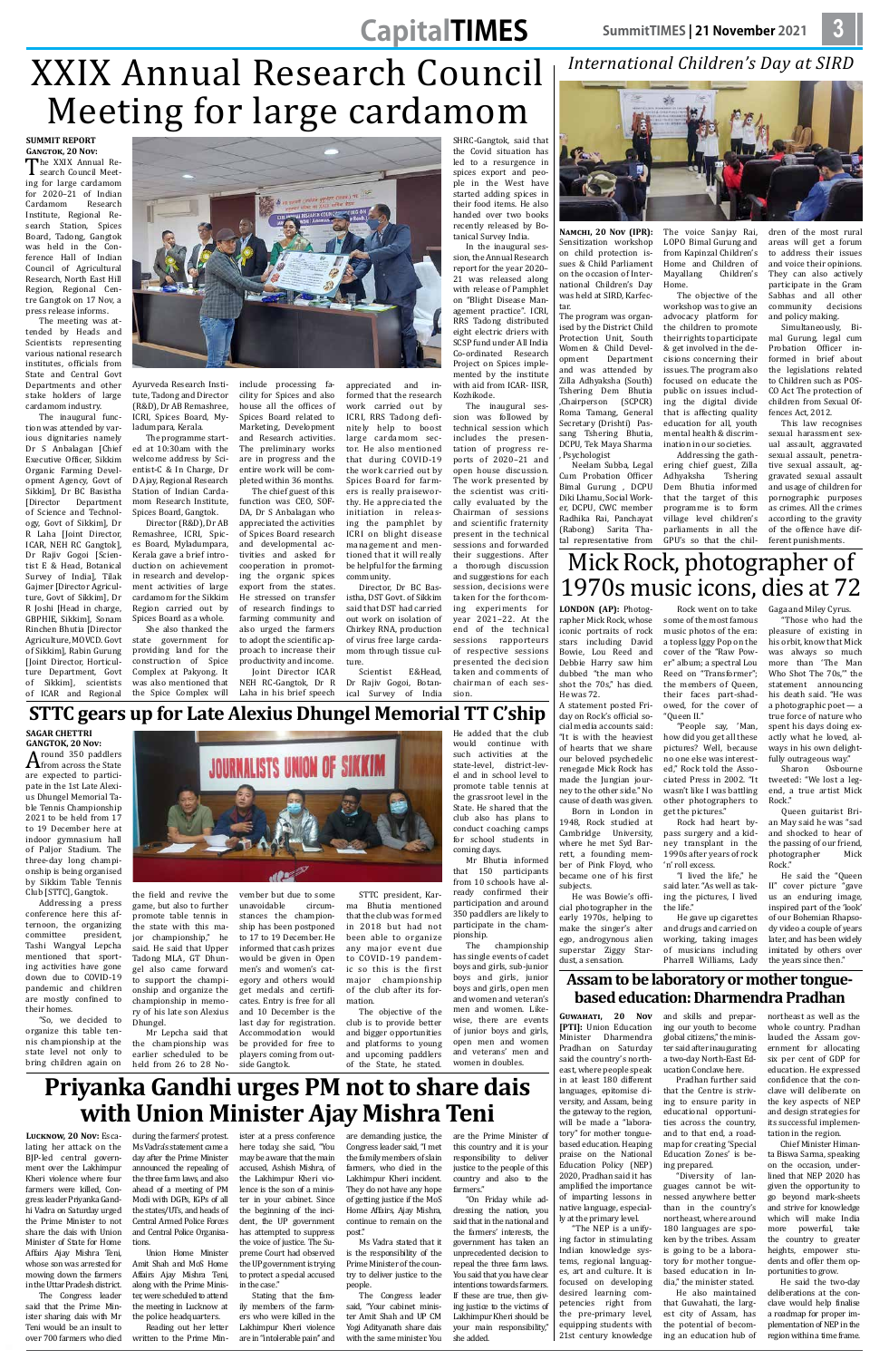# XXIX Annual Research Council Meeting for large cardamom

**SUMMIT REPORT**
**GANGTOK, 20 NOV:**

The XXIX Annual Research Council Meeting for large cardamom for 2020–21 of Indian Cardamom Research Institute, Regional Research Station, Spices Board, Tadong, Gangtok was held in the Conference Hall of Indian Council of Agricultural Research, North East Hill Region, Regional Centre Gangtok on 17 Nov, a press release informs.

The meeting was attended by Heads and Scientists representing various national research institutes, officials from State and Central Govt Departments and other stake holders of large cardamom industry.

The inaugural function was attended by various dignitaries namely Dr S Anbalagan [Chief Executive Officer, Sikkim Organic Farming Development Agency, Govt of Sikkim], Dr BC Basistha [Director Department of Science and Technology, Govt of Sikkim], Dr R Laha [Joint Director, ICAR, NEH RC Gangtok], Dr Rajiv Gogoi [Scientist E & Head, Botanical Survey of India], Tilak Gajmer [Director Agriculture, Govt of Sikkim], Dr R Joshi [Head in charge, GBPHIE, Sikkim], Sonam Rinchen Bhutia [Director Agriculture, MOVCD. Govt of Sikkim], Rabin Gurung [Joint Director, Horticulture Department, Govt of Sikkim], scientists of ICAR and Regional Ayurveda Research Institute, Tadong and Director (R&D), Dr AB Remashree, ICRI, Spices Board, Myladumpara, Kerala.

The programme started at 10:30am with the welcome address by Scientist-C & In Charge, Dr D Ajay, Regional Research Station of Indian Cardamom Research Institute, Spices Board, Gangtok.

Director (R&D), Dr AB Remashree, ICRI, Spices Board, Myladumpara, Kerala gave a brief introduction on achievement in research and development activities of large cardamom for the Sikkim Region carried out by Spices Board as a whole.

She also thanked the state government for providing land for the construction of Spice Complex at Pakyong. It was also mentioned that the Spice Complex will include processing facility for Spices and also house all the offices of Spices Board related to Marketing, Development and Research activities. The preliminary works are in progress and the entire work will be completed within 36 months.

The chief guest of this function was CEO, SOFDA, Dr S Anbalagan who appreciated the activities of Spices Board research and developmental activities and asked for cooperation in promoting the organic spices export from the states. He stressed on transfer of research findings to farming community and also urged the farmers to adopt the scientific approach to increase their productivity and income.

Joint Director ICAR NEH RC-Gangtok, Dr R Laha in his brief speech appreciated and informed that the research work carried out by ICRI, RRS Tadong definitely help to boost large cardamom sector. He also mentioned that during COVID-19 the work carried out by Spices Board for farmers is really praiseworthy. He appreciated the initiation in releasing the pamphlet by ICRI on blight disease management and mentioned that it will really be helpful for the farming community.

Director, Dr BC Basistha, DST Govt. of Sikkim said that DST had carried out work on isolation of Chirkey RNA, production of virus free large cardamom through tissue culture.

Scientist E&Head, Dr Rajiv Gogoi, Botanical Survey of India SHRC-Gangtok, said that the Covid situation has led to a resurgence in spices export and people in the West have started adding spices in their food items. He also handed over two books recently released by Botanical Survey India.

In the inaugural session, the Annual Research report for the year 2020–21 was released along with release of Pamphlet on "Blight Disease Management practice". ICRI, RRS Tadong distributed eight electric driers with SCSP fund under All India Co-ordinated Research Project on Spices implemented by the institute with aid from ICAR- IISR, Kozhikode.

The inaugural session was followed by technical session which includes the presentation of progress reports of 2020–21 and open house discussion. The work presented by the scientist was critically evaluated by the Chairman of sessions and scientific fraternity present in the technical sessions and forwarded their suggestions. After a thorough discussion and suggestions for each session, decisions were taken for the forthcoming experiments for year 2021–22. At the end of the technical sessions rapporteurs of respective sessions presented the decision taken and comments of chairman of each session.

## International Children's Day at SIRD

**NAMCHI, 20 Nov (IPR):** Sensitization workshop on child protection issues & Child Parliament on the occasion of International Children's Day was held at SIRD, Karfectar.

The program was organised by the District Child Protection Unit, South Women & Child Development Department and was attended by Zilla Adhyaksha (South) Tshering Dem Bhutia ,Chairperson (SCPCR) Roma Tamang, General Secretary (Drishti) Passang Tshering Bhutia, DCPU, Tek Maya Sharma , Psychologist

Neelam Subba, Legal Cum Probation Officer Bimal Gurung , DCPU Diki Lhamu, Social Worker, DCPU, CWC member Radhika Rai, Panchayat (Rabong) Sarita Thatal representative from The voice Sanjay Rai, LOPO Bimal Gurung and from Kapinzal Children's Home and Children of Mayallang Children's Home.

The objective of the workshop was to give an advocacy platform for the children to promote their rights to participate & get involved in the decisions concerning their issues. The program also focused on educate the public on issues including the digital divide that is affecting quality education for all, youth mental health & discrimination in our societies.

Addressing the gathering chief guest, Zilla Adhyaksha Tshering Dem Bhutia informed that the target of this programme is to form village level children's parliaments in all the GPU's so that the children of the most rural areas will get a forum to address their issues and voice their opinions. They can also actively participate in the Gram Sabhas and all other community decisions and policy making.

Simultaneously, Bimal Gurung, legal cum Probation Officer informed in brief about the legislations related to Children such as POSCO Act The protection of children from Sexual Offences Act, 2012.

This law recognises sexual harassment sexual assault, aggravated sexual assault, penetrative sexual assault, aggravated sexual assault and usage of children for pornographic purposes as crimes. All the crimes according to the gravity of the offence have different punishments.

# Mick Rock, photographer of 1970s music icons, dies at 72

**LONDON (AP):** Photographer Mick Rock, whose iconic portraits of rock stars including David Bowie, Lou Reed and Debbie Harry saw him dubbed "the man who shot the 70s," has died. He was 72.

A statement posted Friday on Rock's official social media accounts said: "It is with the heaviest of hearts that we share our beloved psychedelic renegade Mick Rock has made the Jungian journey to the other side." No cause of death was given.

Born in London in 1948, Rock studied at Cambridge University, where he met Syd Barrett, a founding member of Pink Floyd, who became one of his first subjects.

He was Bowie's official photographer in the early 1970s, helping to make the singer's alter ego, androgynous alien superstar Ziggy Stardust, a sensation.

Rock went on to take some of the most famous music photos of the era: a topless Iggy Pop on the cover of the "Raw Power" album; a spectral Lou Reed on "Transformer"; the members of Queen, their faces part-shadowed, for the cover of "Queen II."

"People say, 'Man, how did you get all these pictures? Well, because no one else was interested," Rock told the Associated Press in 2002. "It wasn't like I was battling other photographers to get the pictures."

Rock had heart bypass surgery and a kidney transplant in the 1990s after years of rock 'n' roll excess.

"I lived the life," he said later. "As well as taking the pictures, I lived the life."

He gave up cigarettes and drugs and carried on working, taking images of musicians including Pharrell Williams, Lady Gaga and Miley Cyrus.

"Those who had the pleasure of existing in his orbit, know that Mick was always so much more than 'The Man Who Shot The 70s,'" the statement announcing his death said. "He was a photographic poet — a true force of nature who spent his days doing exactly what he loved, always in his own delightfully outrageous way."

Sharon Osbourne tweeted: "We lost a legend, a true artist Mick Rock."

Queen guitarist Brian May said he was "sad and shocked to hear of the passing of our friend, photographer Mick Rock."

He said the "Queen II" cover picture "gave us an enduring image, inspired part of the 'look' of our Bohemian Rhapsody video a couple of years later, and has been widely imitated by others over the years since then."

# STTC gears up for Late Alexius Dhungel Memorial TT C'ship

**SAGAR CHETTRI**
**GANGTOK, 20 Nov:**

Around 350 paddlers from across the State are expected to participate in the 1st Late Alexius Dhungel Memorial Table Tennis Championship 2021 to be held from 17 to 19 December here at indoor gymnasium hall of Paljor Stadium. The three-day long championship is being organised by Sikkim Table Tennis Club [STTC], Gangtok.

Addressing a press conference here this afternoon, the organizing committee president, Tashi Wangyal Lepcha mentioned that sporting activities have gone down due to COVID-19 pandemic and children are mostly confined to their homes.

"So, we decided to organize this table tennis championship at the state level not only to bring children again on the field and revive the game, but also to further promote table tennis in the state with this major championship," he said. He said that Upper Tadong MLA, GT Dhungel also came forward to support the championship and organize the championship in memory of his late son Alexius Dhungel.

Mr Lepcha said that the championship was earlier scheduled to be held from 26 to 28 November but due to some unavoidable circumstances the championship has been postponed to 17 to 19 December. He informed that cash prizes would be given in Open men's and women's category and others would get medals and certificates. Entry is free for all and 10 December is the last day for registration. Accommodation would be provided for free to players coming from outside Gangtok.

STTC president, Karma Bhutia mentioned that the club was formed in 2018 but had not been able to organize any major event due to COVID-19 pandemic so this is the first major championship of the club after its formation.

The objective of the club is to provide better and bigger opportunities and platforms to young and upcoming paddlers of the State, he stated. He added that the club would continue with such activities at the state-level, district-level and in school level to promote table tennis at the grassroot level in the State. He shared that the club also has plans to conduct coaching camps for school students in coming days.

Mr Bhutia informed that 150 participants from 10 schools have already confirmed their participation and around 350 paddlers are likely to participate in the championship.

The championship has single events of cadet boys and girls, sub-junior boys and girls, junior boys and girls, open men and women and veteran's men and women. Likewise, there are events of junior boys and girls, open men and women and veterans' men and women in doubles.

# Assam to be laboratory or mother tongue-based education: Dharmendra Pradhan

**GUWAHATI, 20 Nov [PTI]:** Union Education Minister Dharmendra Pradhan on Saturday said the country's northeast, where people speak in at least 180 different languages, embodies diversity, and Assam, being the gateway to the region, will be made a "laboratory" for mother tongue-based education. Heaping praise on the National Education Policy (NEP) 2020, Pradhan said it has amplified the importance of imparting lessons in native language, especially at the primary level.

"The NEP is a unifying factor in stimulating Indian knowledge systems, regional languages, art and culture. It is focused on developing desired learning competencies right from the pre-primary level, equipping students with 21st century knowledge and skills and preparing our youth to become global citizens," the minister said after inaugurating a two-day North-East Education Conclave here.

Pradhan further said that the Centre is striving to ensure parity in educational opportunities across the country, and to that end, a roadmap for creating 'Special Education Zones' is being prepared.

"Diversity of languages cannot be witnessed anywhere better than in the country's northeast, where around 180 languages are spoken by the tribes. Assam is going to be a laboratory for mother tongue-based education in India," the minister stated.

He also maintained that Guwahati, the largest city of Assam, has the potential of becoming an education hub of northeast as well as the whole country. Pradhan lauded the Assam government for allocating six per cent of GDP for education. He expressed confidence that the conclave will deliberate on the key aspects of NEP and design strategies for its successful implementation in the region.

Chief Minister Himanta Biswa Sarma, speaking on the occasion, underlined that NEP 2020 has given the opportunity to go beyond mark-sheets and strive for knowledge which will make India more powerful, take the country to greater heights, empower students and offer them opportunities to grow.

He said the two-day deliberations at the conclave would help finalise a roadmap for proper implementation of NEP in the region within a time frame.

# Priyanka Gandhi urges PM not to share dais with Union Minister Ajay Mishra Teni

**LUCKNOW, 20 NOV:** Escalating her attack on the BJP-led central government over the Lakhimpur Kheri violence where four farmers were killed, Congress leader Priyanka Gandhi Vadra on Saturday urged the Prime Minister to not share the dais with Union Minister of State for Home Affairs Ajay Mishra Teni, whose son was arrested for mowing down the farmers in the Uttar Pradesh district.

The Congress leader said that the Prime Minister sharing dais with Mr Teni would be an insult to over 700 farmers who died during the farmers' protest. Ms Vadra's statement came a day after the Prime Minister announced the repealing of the three farm laws, and also ahead of a meeting of PM Modi with DGPs, IGPs of all the states/UTs, and heads of Central Armed Police Forces and Central Police Organisations.

Union Home Minister Amit Shah and MoS Home Affairs Ajay Mishra Teni, along with the Prime Minister, were scheduled to attend the meeting in Lucknow at the police headquarters.

Reading out her letter written to the Prime Minister at a press conference here today, she said, "You may be aware that the main accused, Ashish Mishra, of the Lakhimpur Kheri violence is the son of a minister in your cabinet. Since the beginning of the incident, the UP government has attempted to suppress the voice of justice. The Supreme Court had observed the UP government is trying to protect a special accused in the case."

Stating that the family members of the farmers who were killed in the Lakhimpur Kheri violence are in "intolerable pain" and are demanding justice, the Congress leader said, "I met the family members of slain farmers, who died in the Lakhimpur Kheri incident. They do not have any hope of getting justice if the MoS Home Affairs, Ajay Mishra, continue to remain on the post."

Ms Vadra stated that it is the responsibility of the Prime Minister of the country to deliver justice to the people.

The Congress leader said, "Your cabinet minister Amit Shah and UP CM Yogi Adityanath share dais with the same minister. You are the Prime Minister of this country and it is your responsibility to deliver justice to the people of this country and also to the farmers."

"On Friday while addressing the nation, you said that in the national and the farmers' interests, the government has taken an unprecedented decision to repeal the three farm laws. You said that you have clear intentions towards farmers. If these are true, then giving justice to the victims of Lakhimpur Kheri should be your main responsibility," she added.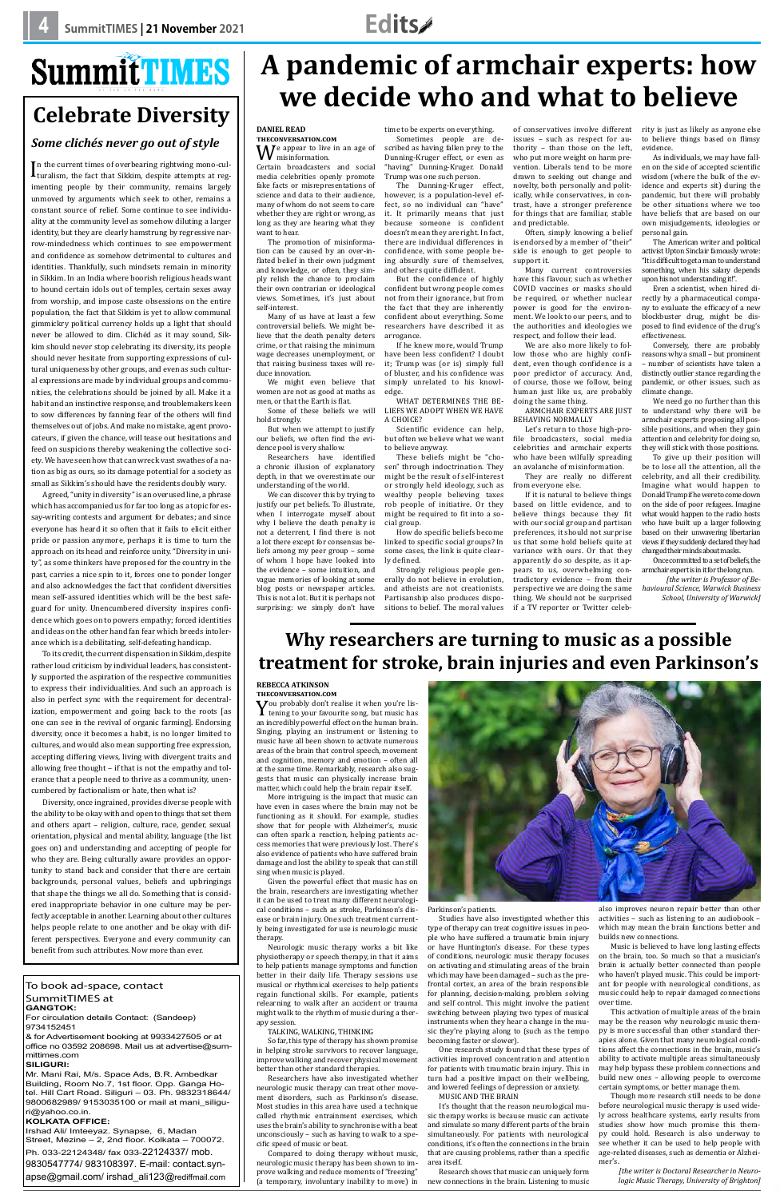# SummitTIMES

## Celebrate Diversity

### *Some clichés never go out of style*

In the current times of overbearing rightwing mono-culturalism, the fact that Sikkim, despite attempts at regimenting people by their community, remains largely unmoved by arguments which seek to other, remains a constant source of relief. Some continue to see individuality at the community level as somehow diluting a larger identity, but they are clearly hamstrung by regressive narrow-mindedness which continues to see empowerment and confidence as somehow detrimental to cultures and identities. Thankfully, such mindsets remain in minority in Sikkim. In an India where boorish religious heads want to hound certain idols out of temples, certain sexes away from worship, and impose caste obsessions on the entire population, the fact that Sikkim is yet to allow communal gimmickry political currency holds up a light that should never be allowed to dim. Clichéd as it may sound, Sikkim should never stop celebrating its diversity, its people should never hesitate from supporting expressions of cultural uniqueness by other groups, and even as such cultural expressions are made by individual groups and communities, the celebrations should be joined by all. Make it a habit and an instinctive response, and troublemakers keen to sow differences by fanning fear of the others will find themselves out of jobs. And make no mistake, agent provocateurs, if given the chance, will tease out hesitations and feed on suspicions thereby weakening the collective society. We have seen how that can wreck vast swathes of a nation as big as ours, so its damage potential for a society as small as Sikkim's should have the residents doubly wary.

Agreed, "unity in diversity" is an overused line, a phrase which has accompanied us for far too long as a topic for essay-writing contests and argument for debates; and since everyone has heard it so often that it fails to elicit either pride or passion anymore, perhaps it is time to turn the approach on its head and reinforce unity. "Diversity in unity", as some thinkers have proposed for the country in the past, carries a nice spin to it, forces one to ponder longer and also acknowledges the fact that confident diversities mean self-assured identities which will be the best safeguard for unity. Unencumbered diversity inspires confidence which goes on to powers empathy; forced identities and ideas on the other hand fan fear which breeds intolerance which is a debilitating, self-defeating handicap.

To its credit, the current dispensation in Sikkim, despite rather loud criticism by individual leaders, has consistently supported the aspiration of the respective communities to express their individualities. And such an approach is also in perfect sync with the requirement for decentralization, empowerment and going back to the roots [as one can see in the revival of organic farming]. Endorsing diversity, once it becomes a habit, is no longer limited to cultures, and would also mean supporting free expression, accepting differing views, living with divergent traits and allowing free thought – if that is not the empathy and tolerance that a people need to thrive as a community, unencumbered by factionalism or hate, then what is?

Diversity, once ingrained, provides diverse people with the ability to be okay with and open to things that set them and others apart – religion, culture, race, gender, sexual orientation, physical and mental ability, language (the list goes on) and understanding and accepting of people for who they are. Being culturally aware provides an opportunity to stand back and consider that there are certain backgrounds, personal values, beliefs and upbringings that shape the things we all do. Something that is considered inappropriate behavior in one culture may be perfectly acceptable in another. Learning about other cultures helps people relate to one another and be okay with different perspectives. Everyone and every community can benefit from such attributes. Now more than ever.

To book ad-space, contact SummitTIMES at
**GANGTOK:**
For circulation details Contact: (Sandeep) 9734152451
& for Advertisement booking at 9933427505 or at office no 03592 208698. Mail us at advertise@summittimes.com
**SILIGURI:**
Mr. Mani Rai, M/s. Space Ads, B.R. Ambedkar Building, Room No.7, 1st floor. Opp. Ganga Hotel. Hill Cart Road. Siliguri – 03. Ph. 9832318644/ 9800682989/ 9153035100 or mail at mani_siliguri@yahoo.co.in.
**KOLKATA OFFICE:**
Irshad Ali/ Imteeyaz. Synapse, 6, Madan Street, Mezine – 2, 2nd floor. Kolkata – 700072. Ph. 033-22124348/ fax 033-22124337/ mob. 9830547774/ 983108397. E-mail: contact.synapse@gmail.com/ irshad_ali123@rediffmail.com

# A pandemic of armchair experts: how we decide who and what to believe

**DANIEL READ**
**THECONVERSATION.COM**

We appear to live in an age of misinformation. Certain broadcasters and social media celebrities openly promote fake facts or misrepresentations of science and data to their audience, many of whom do not seem to care whether they are right or wrong, as long as they are hearing what they want to hear.

The promotion of misinformation can be caused by an over-inflated belief in their own judgment and knowledge, or often, they simply relish the chance to proclaim their own contrarian or ideological views. Sometimes, it's just about self-interest.

Many of us have at least a few controversial beliefs. We might believe that the death penalty deters crime, or that raising the minimum wage decreases unemployment, or that raising business taxes will reduce innovation.

We might even believe that women are not as good at maths as men, or that the Earth is flat.

Some of these beliefs we will hold strongly.

But when we attempt to justify our beliefs, we often find the evidence pool is very shallow.

Researchers have identified a chronic illusion of explanatory depth, in that we overestimate our understanding of the world.

We can discover this by trying to justify our pet beliefs. To illustrate, when I interrogate myself about why I believe the death penalty is not a deterrent, I find there is not a lot there except for consensus beliefs among my peer group – some of whom I hope have looked into the evidence – some intuition, and vague memories of looking at some blog posts or newspaper articles. This is not a lot. But it is perhaps not surprising: we simply don't have time to be experts on everything.

Sometimes people are described as having fallen prey to the Dunning-Kruger effect, or even as "having" Dunning-Kruger. Donald Trump was one such person.

The Dunning-Kruger effect, however, is a population-level effect, so no individual can "have" it. It primarily means that just because someone is confident doesn't mean they are right. In fact, there are individual differences in confidence, with some people being absurdly sure of themselves, and others quite diffident.

But the confidence of highly confident but wrong people comes not from their ignorance, but from the fact that they are inherently confident about everything. Some researchers have described it as arrogance.

If he knew more, would Trump have been less confident? I doubt it; Trump was (or is) simply full of bluster, and his confidence was simply unrelated to his knowledge.

WHAT DETERMINES THE BELIEFS WE ADOPT WHEN WE HAVE A CHOICE?

Scientific evidence can help, but often we believe what we want to believe anyway.

These beliefs might be "chosen" through indoctrination. They might be the result of self-interest or strongly held ideology, such as wealthy people believing taxes rob people of initiative. Or they might be required to fit into a social group.

How do specific beliefs become linked to specific social groups? In some cases, the link is quite clearly defined.

Strongly religious people generally do not believe in evolution, and atheists are not creationists. Partisanship also produces dispositions to belief. The moral values of conservatives involve different issues – such as respect for authority – than those on the left, who put more weight on harm prevention. Liberals tend to be more drawn to seeking out change and novelty, both personally and politically, while conservatives, in contrast, have a stronger preference for things that are familiar, stable and predictable.

Often, simply knowing a belief is endorsed by a member of "their" side is enough to get people to support it.

Many current controversies have this flavour, such as whether COVID vaccines or masks should be required, or whether nuclear power is good for the environment. We look to our peers, and to the authorities and ideologies we respect, and follow their lead.

We are also more likely to follow those who are highly confident, even though confidence is a poor predictor of accuracy. And, of course, those we follow, being human just like us, are probably doing the same thing.

ARMCHAIR EXPERTS ARE JUST BEHAVING NORMALLY

Let's return to those high-profile broadcasters, social media celebrities and armchair experts who have been wilfully spreading an avalanche of misinformation.

They are really no different from everyone else.

If it is natural to believe things based on little evidence, and to believe things because they fit with our social group and partisan preferences, it should not surprise us that some hold beliefs quite at variance with ours. Or that they apparently do so despite, as it appears to us, overwhelming contradictory evidence – from their perspective we are doing the same thing. We should not be surprised if a TV reporter or Twitter celebrity is just as likely as anyone else to believe things based on flimsy evidence.

As individuals, we may have fallen on the side of accepted scientific wisdom (where the bulk of the evidence and experts sit) during the pandemic, but there will probably be other situations where we too have beliefs that are based on our own misjudgements, ideologies or personal gain.

The American writer and political activist Upton Sinclair famously wrote: "It is difficult to get a man to understand something, when his salary depends upon his not understanding it".

Even a scientist, when hired directly by a pharmaceutical company to evaluate the efficacy of a new blockbuster drug, might be disposed to find evidence of the drug's effectiveness.

Conversely, there are probably reasons why a small – but prominent – number of scientists have taken a distinctly outlier stance regarding the pandemic, or other issues, such as climate change.

We need go no further than this to understand why there will be armchair experts proposing all possible positions, and when they gain attention and celebrity for doing so, they will stick with those positions.

To give up their position will be to lose all the attention, all the celebrity, and all their credibility. Imagine what would happen to Donald Trump if he were to come down on the side of poor refugees. Imagine what would happen to the radio hosts who have built up a larger following based on their unwavering libertarian views if they suddenly declared they had changed their minds about masks.

Once committed to a set of beliefs, the armchair expert is in it for the long run.

*[the writer is Professor of Behavioural Science, Warwick Business School, University of Warwick]*

# Why researchers are turning to music as a possible treatment for stroke, brain injuries and even Parkinson's

**REBECCA ATKINSON**
**THECONVERSATION.COM**

You probably don't realise it when you're listening to your favourite song, but music has an incredibly powerful effect on the human brain. Singing, playing an instrument or listening to music have all been shown to activate numerous areas of the brain that control speech, movement and cognition, memory and emotion – often all at the same time. Remarkably, research also suggests that music can physically increase brain matter, which could help the brain repair itself.

More intriguing is the impact that music can have even in cases where the brain may not be functioning as it should. For example, studies show that for people with Alzheimer's, music can often spark a reaction, helping patients access memories that were previously lost. There's also evidence of patients who have suffered brain damage and lost the ability to speak that can still sing when music is played.

Given the powerful effect that music has on the brain, researchers are investigating whether it can be used to treat many different neurological conditions – such as stroke, Parkinson's disease or brain injury. One such treatment currently being investigated for use is neurologic music therapy.

Neurologic music therapy works a bit like physiotherapy or speech therapy, in that it aims to help patients manage symptoms and function better in their daily life. Therapy sessions use musical or rhythmical exercises to help patients regain functional skills. For example, patients relearning to walk after an accident or trauma might walk to the rhythm of music during a therapy session.

TALKING, WALKING, THINKING

So far, this type of therapy has shown promise in helping stroke survivors to recover language, improve walking and recover physical movement better than other standard therapies.

Researchers have also investigated whether neurologic music therapy can treat other movement disorders, such as Parkinson's disease. Most studies in this area have used a technique called rhythmic entrainment exercises, which uses the brain's ability to synchronise with a beat unconsciously – such as having to walk to a specific speed of music or beat.

Compared to doing therapy without music, neurologic music therapy has been shown to improve walking and reduce moments of "freezing" (a temporary, involuntary inability to move) in Parkinson's patients.

Studies have also investigated whether this type of therapy can treat cognitive issues in people who have suffered a traumatic brain injury or have Huntington's disease. For these types of conditions, neurologic music therapy focuses on activating and stimulating areas of the brain which may have been damaged – such as the prefrontal cortex, an area of the brain responsible for planning, decision-making, problem solving and self control. This might involve the patient switching between playing two types of musical instruments when they hear a change in the music they're playing along to (such as the tempo becoming faster or slower).

One research study found that these types of activities improved concentration and attention for patients with traumatic brain injury. This in turn had a positive impact on their wellbeing, and lowered feelings of depression or anxiety.

MUSIC AND THE BRAIN

It's thought that the reason neurological music therapy works is because music can activate and simulate so many different parts of the brain simultaneously. For patients with neurological conditions, it's often the connections in the brain that are causing problems, rather than a specific area itself.

Research shows that music can uniquely form new connections in the brain. Listening to music also improves neuron repair better than other activities – such as listening to an audiobook – which may mean the brain functions better and builds new connections.

Music is believed to have long lasting effects on the brain, too. So much so that a musician's brain is actually better connected than people who haven't played music. This could be important for people with neurological conditions, as music could help to repair damaged connections over time.

This activation of multiple areas of the brain may be the reason why neurologic music therapy is more successful than other standard therapies alone. Given that many neurological conditions affect the connections in the brain, music's ability to activate multiple areas simultaneously may help bypass these problem connections and build new ones – allowing people to overcome certain symptoms, or better manage them.

Though more research still needs to be done before neurological music therapy is used widely across healthcare systems, early results from studies show how much promise this therapy could hold. Research is also underway to see whether it can be used to help people with age-related diseases, such as dementia or Alzheimer's.

*[the writer is Doctoral Researcher in Neurologic Music Therapy, University of Brighton]*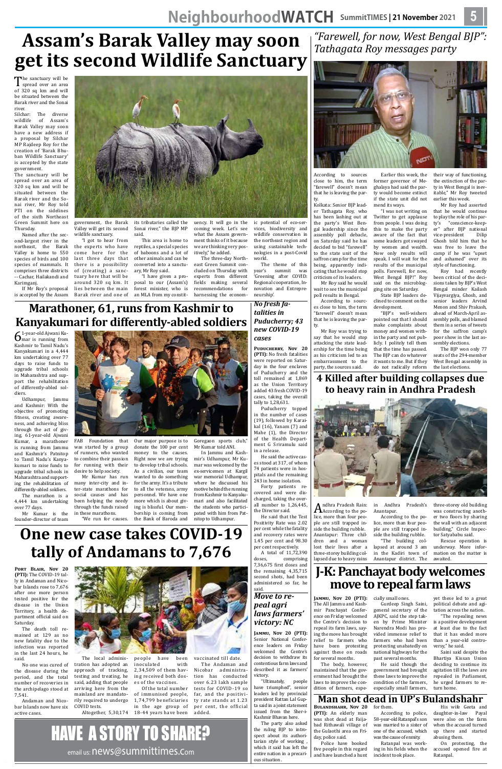# Assam's Barak Valley may soon get its second Wildlife Sanctuary

The sanctuary will be spread over an area of 320 sq km and will be situated between the Barak river and the Sonai river.

Silchar: The diverse wildlife of Assam's Barak Valley may soon have a new address if a proposal by Silchar MP Rajdeep Roy for the creation of 'Barak Bhuban Wildlife Sanctuary' is accepted by the state government.

The sanctuary will be spread over an area of 320 sq km and will be situated between the Barak river and the Sonai river, Mr Roy told PTI on the sidelines of the sixth Northeast Green Summit here on Thursday.

Named after the second-largest river in the northeast, the Barak Valley is home to 550 species of birds and 100 species of mammals. It comprises three districts -- Cachar, Hailakandi and Karimganj.

If Mr Roy's proposal is accepted by the Assam government, the Barak Valley will get its second wildlife sanctuary.

"I got to hear from the experts who have come here for the last three days that there is a possibility of (creating) a sanctuary here that will be around 320 sq km. It lies between the main Barak river and one of its tributaries called the Sonai river," the BJP MP said.

This area is home to reptiles, a special species of baboons and a lot of other animals and can be converted into a sanctuary, Mr Roy said.

"I have given a proposal to our (Assam's) forest minister, who is an MLA from my constituency. It will go in the coming week. Let's see what the Assam government thinks of it because we are thinking very positively," he added.

The three-day Northeast Green Summit concluded on Thursday with experts from different fields making several recommendations for harnessing the economic potential of eco-services, biodiversity and wildlife conservation in the northeast region and using sustainable technologies in a post-Covid world.

The theme of this year's summit was 'Greening after COVID: Regional cooperation, Innovation and Entrepreneurship'.

# *"Farewell, for now, West Bengal BJP": Tathagata Roy messages party*

According to sources close to him, the term "farewell" doesn't mean that he is leaving the party.

Kolkata: Senior BJP leader Tathagata Roy, who has been lashing out at the party's West Bengal leadership since the assembly poll debacle, on Saturday said he has decided to bid "farewell" to the state unit of the saffron camp for the time being, apparently indicating that he would stop criticism of its leaders.

Mr Roy said he would wait to see the municipal poll results in Bengal.

According to sources close to him, the term "farewell" doesn't mean that he is leaving the party.

Mr Roy was trying to say that he would stop attacking the state leadership for the time being as his criticism led to an embarrassment to the party, the sources said.

Earlier this week, the former governor of Meghalaya had said the party would become extinct if the state unit did not mend its ways.

"I was not writing on Twitter to get applause from people. I was doing this to make the party aware of the fact that some leaders got swayed by women and wealth. Now only results will speak. I will wait for the results of the municipal polls. Farewell, for now, West Bengal BJP!" Roy said on the microblogging site on Saturday.

State BJP leaders declined to comment on the development.

"BJP's well-wishers pointed out that I should make complaints about money and women within the party and not publicly. I politely tell them that the time has passed. The BJP can do whatever it wants to me. But if they do not radically reform their way of functioning, the extinction of the party in West Bengal is inevitable," Mr Roy tweeted earlier this week.

Mr Roy had asserted that he would continue to play the role of his party's "conscience-keeper" after BJP national vice-president Dilip Ghosh told him that he was free to leave the camp if he was "upset and ashamed" over its style of functioning.

Roy had recently been critical of the decisions taken by BJP's West Bengal minder Kailash Vijayvargiya, Ghosh, and senior leaders Arvind Menon and Shiv Prakash, ahead of March-April assembly polls, and blamed them in a series of tweets for the saffron camp's poor show in the last assembly elections.

The BJP won only 77 seats of the 294-member West Bengal assembly in the last elections.

# Marathoner, 61, runs from Kashmir to Kanyakumari for differently-abled soldiers

61-year-old Ajwani Kumar is running from Kashmir to Tamil Nadu's Kanyakumari in a 4,444 km undertaking over 77 days to raise funds to upgrade tribal schools in Maharashtra and support the rehabilitation of differently-abled soldiers.

Udhampur, Jammu and Kashmir: With the objective of promoting fitness, creating awareness, and achieving bliss through the act of giving, 61-year-old Ajwani Kumar, a marathoner is running from Jammu and Kashmir's Patnitop to Tamil Nadu's Kanyakumari to raise funds to upgrade tribal schools in Maharashtra and supporting the rehabilitation of differently-abled soldiers.

The marathon is a 4,444 km undertaking over 77 days.

Mr Kumar is the founder-director of team FAB Foundation that was started by a group of runners, who wanted to combine their passion for running with their desire to help society.

Mr Kumar has run many inter-city and inter-state marathons for social causes and has been helping the needy through the funds raised in these marathons.

"We run for causes. Our major purpose is to donate the 100 per cent money to the causes. Right now we are trying to develop tribal schools. As a civilian, our team wanted to do something for the army. It's a tribute to all the veterans, army personnel. We have one more which is about giving is blissful. Our membership is coming from the Bank of Baroda and Goregaon sports club," Mr Kumar told ANI.

In Jammu and Kashmir's Udhampur, Mr Kumar was welcomed by the ex-servicemen at Kargil war memorial Udhampur, where he discussed his motive behind the running from Kashmir to Kanyakumari and also facilitated the students who participated with him from Patnitop to Udhampur.

## *No fresh fatalities in Puducherry; 43 new COVID-19 cases*

**Puducherry, Nov 20 (PTI):** No fresh fatalities were reported on Saturday in the four enclaves of Puducherry and the toll remained at 1,869 as the Union Territory added 43 fresh COVID-19 cases, taking the overall tally to 1,28,631.

Puducherry topped in the number of cases (19), followed by Karaikal (16), Yanam (7) and Mahe (1), the Director of the Health Department G Sriramulu said in a release.

He said the active cases stood at 317, of whom 74 patients were in hospitals and the remaining 243 in home isolation.

Forty patients recovered and were discharged, taking the overall number to 1,26,445, the Director said.

He said that the Test Positivity Rate was 2.02 per cent while the fatality and recovery rates were 1.45 per cent and 98.30 per cent respectively.

A total of 11,72,390 doses, comprising 7,36,675 first doses and the remaining 4,35,715 second shots, had been administered so far, he said.

# 4 Killed after building collapses due to heavy rain in Andhra Pradesh

Andhra Pradesh Rain: According to the police, more than four people are still trapped inside the building rubble.

Anantapur: Three children and a woman lost their lives after a three-storey building collapsed due to heavy rains in Andhra Pradesh's Anantapur.

According to the police, more than four people are still trapped inside the building rubble.

"The building collapsed at around 3 am in the Kadiri town of Anantapur district. The three-storey old building was constructing another two floors by sharing the wall with an adjacent building," Circle Inspector Satyababu said.

Rescue operation is underway. More information on the matter is awaited.

# One new case takes COVID-19 tally of Andamans to 7,676

**Port Blair, Nov 20 (PTI):** The COVID-19 tally in Andaman and Nicobar Islands rose to 7,676 after one more person tested positive for the disease in the Union Territory, a health department official said on Saturday.

The death toll remained at 129 as no new fatality due to the infection was reported in the last 24 hours, he said.

No one was cured of the disease during the period, and the total number of recoveries in the archipelago stood at 7,541.

Andaman and Nicobar Islands now have six active cases.

The local administration has adopted an approach of tracking, testing and treating, he said, adding that people arriving here from the mainland are mandatorily required to undergo COVID tests.

Altogether, 5,30,174 people have been inoculated with 2,34,509 of them having received both doses of the vaccines.

Of the total number of immunised people, 1,74,799 beneficiaries in the age group of 18-44 years have been vaccinated till date.

The Andaman and Nicobar administration has conducted over 6.23 lakh sample tests for COVID-19 so far, and the positivity rate stands at 1.23 per cent, the official added.

## *Move to repeal agri laws farmers' victory: NC*

**Jammu, Nov 20 (PTI):** Senior National Conference leaders on Friday welcomed the Centre's decision to withdraw its contentious farm laws and described it as farmers' victory.

"Ultimately, people have triumphed", senior leaders led by provincial president Rattan Lal Gupta said in a joint statement issued from the Sher-i-Kashmir Bhavan here.

The party also asked the ruling BJP to introspect about its authoritarian style of working , which it said has left the entire nation in a precarious situation.

# J-K: Panchayat body welcomes move to repeal farm laws

**Jammu, Nov 20 (PTI):** The All Jammu and Kashmir Panchayat Conference on Friday welcomed the Centre's decision to repeal its farm laws, saying the move has brought relief to farmers who have been protesting against these on roads for several months.

The body, however, maintained that the government had brought the laws to improve the condition of farmers, especially small ones.

Gurdeep Singh Saini, general secretary of the AJKPC, said the step taken by Prime Minister Narendra Modi has provided immense relief to farmers who had been protesting unabatedly on national highways for the past several months.

He said though the government had brought these laws to improve the condition of the farmers, especially small farmers, yet these led to a great political debate and agitation across the nation.

"The repealing news is a positive development at least due to the fact that it has ended more than a year-old controversy," he said.

Saini said despite the Bhartiya Kissan Union deciding to continue its agitation till the laws are repealed in Parliament, he urged farmers to return home.

# Man shot dead in UP's Bulandshahr

**Bulandshahr, Nov 20 (PTI):** An elderly man was shot dead at Faijabad Rithawali village of the Gulaothi area on Friday, police said.

Police have booked five people in this regard and have launched a hunt for them.

According to police, 58-year-old Ratanpal's son was married to a sister of one of the accused, which was the cause of enmity.

Ratanpal was working in his fields when the incident took place.

His wife Geeta and daughter-in-law Payal were also on the farm when the accused turned up there and started abusing them.

On protesting, the accused opened fire at Ratanpal.

# HAVE A STORY TO SHARE?

email us: news@summittimes.com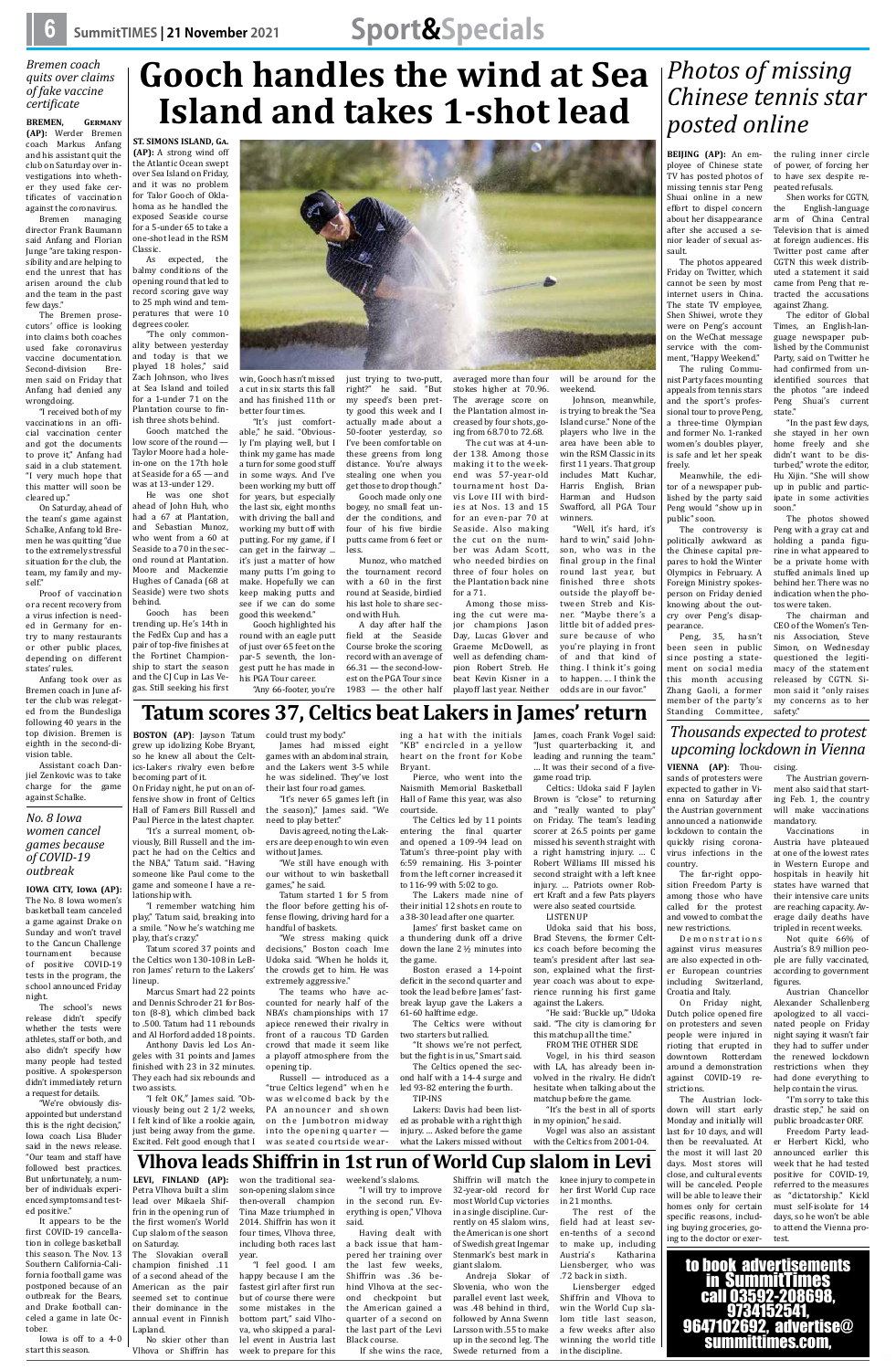# Gooch handles the wind at Sea Island and takes 1-shot lead

**ST. SIMONS ISLAND, Ga. (AP):** A strong wind off the Atlantic Ocean swept over Sea Island on Friday, and it was no problem for Talor Gooch of Oklahoma as he handled the exposed Seaside course for a 5-under 65 to take a one-shot lead in the RSM Classic.

As expected, the balmy conditions of the opening round that led to record scoring gave way to 25 mph wind and temperatures that were 10 degrees cooler.

"The only commonality between yesterday and today is that we played 18 holes," said Zach Johnson, who lives at Sea Island and toiled for a 1-under 71 on the Plantation course to finish three shots behind.

Gooch matched the low score of the round — Taylor Moore had a hole-in-one on the 17th hole at Seaside for a 65 — and was at 13-under 129.

He was one shot ahead of John Huh, who had a 67 at Plantation, and Sebastian Munoz, who went from a 60 at Seaside to a 70 in the second round at Plantation. Moore and Mackenzie Hughes of Canada (68 at Seaside) were two shots behind.

Gooch has been trending up. He's 14th in the FedEx Cup and has a pair of top-five finishes at the Fortinet Championship to start the season and the CJ Cup in Las Vegas. Still seeking his first win, Gooch hasn't missed a cut in six starts this fall and has finished 11th or better four times.

"It's just comfortable," he said. "Obviously I'm playing well, but I think my game has made a turn for some good stuff in some ways. And I've been working my butt off for years, but especially the last six, eight months with driving the ball and working my butt off with putting. For my game, if I can get in the fairway ... it's just a matter of how many putts I'm going to make. Hopefully we can keep making putts and see if we can do some good this weekend."

Gooch highlighted his round with an eagle putt of just over 65 feet on the par-5 seventh, the longest putt he has made in his PGA Tour career.

"Any 66-footer, you're just trying to two-putt, right?" he said. "But my speed's been pretty good this week and I actually made about a 50-footer yesterday, so I've been comfortable on these greens from long distance. You're always stealing one when you get those to drop though."

Gooch made only one bogey, no small feat under the conditions, and four of his five birdie putts came from 6 feet or less.

Munoz, who matched the tournament record with a 60 in the first round at Seaside, birdied his last hole to share second with Huh.

A day after half the field at the Seaside Course broke the scoring record with an average of 66.31 — the second-lowest on the PGA Tour since 1983 — the other half averaged more than four stokes higher at 70.96. The average score on the Plantation almost increased by four shots, going from 68.70 to 72.68.

The cut was at 4-under 138. Among those making it to the weekend was 57-year-old tournament host Davis Love III with birdies at Nos. 13 and 15 for an even-par 70 at Seaside. Also making the cut on the number was Adam Scott, who needed birdies on three of four holes on the Plantation back nine for a 71.

Among those missing the cut were major champions Jason Day, Lucas Glover and Graeme McDowell, as well as defending champion Robert Streb. He beat Kevin Kisner in a playoff last year. Neither will be around for the weekend.

Johnson, meanwhile, is trying to break the "Sea Island curse." None of the players who live in the area have been able to win the RSM Classic in its first 11 years. That group includes Matt Kuchar, Harris English, Brian Harman and Hudson Swafford, all PGA Tour winners.

"Well, it's hard, it's hard to win," said Johnson, who was in the final group in the final round last year, but finished three shots outside the playoff between Streb and Kisner. "Maybe there's a little bit of added pressure because of who you're playing in front of and that kind of thing. I think it's going to happen. ... I think the odds are in our favor."

## *Bremen coach quits over claims of fake vaccine certificate*

**BREMEN, GERMANY (AP):** Werder Bremen coach Markus Anfang and his assistant quit the club on Saturday over investigations into whether they used fake certificates of vaccination against the coronavirus.

Bremen managing director Frank Baumann said Anfang and Florian Junge "are taking responsibility and are helping to end the unrest that has arisen around the club and the team in the past few days."

The Bremen prosecutors' office is looking into claims both coaches used fake coronavirus vaccine documentation. Second-division Bremen said on Friday that Anfang had denied any wrongdoing.

"I received both of my vaccinations in an official vaccination center and got the documents to prove it," Anfang had said in a club statement. "I very much hope that this matter will soon be cleared up."

On Saturday, ahead of the team's game against Schalke, Anfang told Bremen he was quitting "due to the extremely stressful situation for the club, the team, my family and myself."

Proof of vaccination or a recent recovery from a virus infection is needed in Germany for entry to many restaurants or other public places, depending on different states' rules.

Anfang took over as Bremen coach in June after the club was relegated from the Bundesliga following 40 years in the top division. Bremen is eighth in the second-division table.

Assistant coach Danijel Zenkovic was to take charge for the game against Schalke.

## *No. 8 Iowa women cancel games because of COVID-19 outbreak*

**IOWA CITY, Iowa (AP):** The No. 8 Iowa women's basketball team canceled a game against Drake on Sunday and won't travel to the Cancun Challenge tournament because of positive COVID-19 tests in the program, the school announced Friday night.

The school's news release didn't specify whether the tests were athletes, staff or both, and also didn't specify how many people had tested positive. A spokesperson didn't immediately return a request for details.

"We're obviously disappointed but understand this is the right decision," Iowa coach Lisa Bluder said in the news release. "Our team and staff have followed best practices. But unfortunately, a number of individuals experienced symptoms and tested positive."

It appears to be the first COVID-19 cancellation in college basketball this season. The Nov. 13 Southern California-California football game was postponed because of an outbreak for the Bears, and Drake football canceled a game in late October.

Iowa is off to a 4-0 start this season.

## *Photos of missing Chinese tennis star posted online*

**BEIJING (AP):** An employee of Chinese state TV has posted photos of missing tennis star Peng Shuai online in a new effort to dispel concern about her disappearance after she accused a senior leader of sexual assault.

The photos appeared Friday on Twitter, which cannot be seen by most internet users in China. The state TV employee, Shen Shiwei, wrote they were on Peng's account on the WeChat message service with the comment, "Happy Weekend."

The ruling Communist Party faces mounting appeals from tennis stars and the sport's professional tour to prove Peng, a three-time Olympian and former No. 1-ranked women's doubles player, is safe and let her speak freely.

Meanwhile, the editor of a newspaper published by the party said Peng would "show up in public" soon.

The controversy is politically awkward as the Chinese capital prepares to hold the Winter Olympics in February. A Foreign Ministry spokesperson on Friday denied knowing about the outcry over Peng's disappearance.

Peng, 35, hasn't been seen in public since posting a statement on social media this month accusing Zhang Gaoli, a former member of the party's Standing Committee, the ruling inner circle of power, of forcing her to have sex despite repeated refusals.

Shen works for CGTN, the English-language arm of China Central Television that is aimed at foreign audiences. His Twitter post came after CGTN this week distributed a statement it said came from Peng that retracted the accusations against Zhang.

The editor of Global Times, an English-language newspaper published by the Communist Party, said on Twitter he had confirmed from unidentified sources that the photos "are indeed Peng Shuai's current state."

"In the past few days, she stayed in her own home freely and she didn't want to be disturbed," wrote the editor, Hu Xijin. "She will show up in public and participate in some activities soon."

The photos showed Peng with a gray cat and holding a panda figurine in what appeared to be a private home with stuffed animals lined up behind her. There was no indication when the photos were taken.

The chairman and CEO of the Women's Tennis Association, Steve Simon, on Wednesday questioned the legitimacy of the statement released by CGTN. Simon said it "only raises my concerns as to her safety."

# Tatum scores 37, Celtics beat Lakers in James' return

**BOSTON (AP):** Jayson Tatum grew up idolizing Kobe Bryant, so he knew all about the Celtics-Lakers rivalry even before becoming part of it.

On Friday night, he put on an offensive show in front of Celtics Hall of Famers Bill Russell and Paul Pierce in the latest chapter.

"It's a surreal moment, obviously, Bill Russell and the impact he had on the Celtics and the NBA," Tatum said. "Having someone like Paul come to the game and someone I have a relationship with.

"I remember watching him play," Tatum said, breaking into a smile. "Now he's watching me play, that's crazy."

Tatum scored 37 points and the Celtics won 130-108 in LeBron James' return to the Lakers' lineup.

Marcus Smart had 22 points and Dennis Schroder 21 for Boston (8-8), which climbed back to .500. Tatum had 11 rebounds and Al Horford added 18 points.

Anthony Davis led Los Angeles with 31 points and James finished with 23 in 32 minutes. They each had six rebounds and two assists.

"I felt OK," James said. "Obviously being out 2 1/2 weeks, I felt kind of like a rookie again, just being away from the game. Excited. Felt good enough that I could trust my body."

James had missed eight games with an abdominal strain, and the Lakers went 3-5 while he was sidelined. They've lost their last four road games.

"It's never 65 games left (in the season)," James said. "We need to play better."

Davis agreed, noting the Lakers are deep enough to win even without James.

"We still have enough with our without to win basketball games," he said.

Tatum started 1 for 5 from the floor before getting his offense flowing, driving hard for a handful of baskets.

"We stress making quick decisions," Boston coach Ime Udoka said. "When he holds it, the crowds get to him. He was extremely aggressive."

The teams who have accounted for nearly half of the NBA's championships with 17 apiece renewed their rivalry in front of a raucous TD Garden crowd that made it seem like a playoff atmosphere from the opening tip.

Russell — introduced as a "true Celtics legend" when he was welcomed back by the PA announcer and shown on the Jumbotron midway into the opening quarter — was seated courtside wearing a hat with the initials "KB" encircled in a yellow heart on the front for Kobe Bryant.

Pierce, who went into the Naismith Memorial Basketball Hall of Fame this year, was also courtside.

The Celtics led by 11 points entering the final quarter and opened a 109-94 lead on Tatum's three-point play with 6:59 remaining. His 3-pointer from the left corner increased it to 116-99 with 5:02 to go.

The Lakers made nine of their initial 12 shots en route to a 38-30 lead after one quarter.

James' first basket came on a thundering dunk off a drive down the lane 2 ½ minutes into the game.

Boston erased a 14-point deficit in the second quarter and took the lead before James' fast-break layup gave the Lakers a 61-60 halftime edge.

The Celtics were without two starters but rallied.

"It shows we're not perfect, but the fight is in us," Smart said.

The Celtics opened the second half with a 14-4 surge and led 93-82 entering the fourth.

TIP-INS

Lakers: Davis had been listed as probable with a right thigh injury. ... Asked before the game what the Lakers missed without James, coach Frank Vogel said: "Just quarterbacking it, and leading and running the team." ... It was their second of a five-game road trip.

Celtics: Udoka said F Jaylen Brown is "close" to returning and "really wanted to play" on Friday. The team's leading scorer at 26.5 points per game missed his seventh straight with a right hamstring injury. ... C Robert Williams III missed his second straight with a left knee injury. ... Patriots owner Robert Kraft and a few Pats players were also seated courtside.

LISTEN UP

Udoka said that his boss, Brad Stevens, the former Celtics coach before becoming the team's president after last season, explained what the first-year coach was about to experience running his first game against the Lakers.

"He said: 'Buckle up,'" Udoka said. "The city is clamoring for this matchup all the time."

FROM THE OTHER SIDE

Vogel, in his third season with LA, has already been involved in the rivalry. He didn't hesitate when talking about the matchup before the game.

"It's the best in all of sports in my opinion," he said.

Vogel was also an assistant with the Celtics from 2001-04.

## *Thousands expected to protest upcoming lockdown in Vienna*

**VIENNA (AP):** Thousands of protesters were expected to gather in Vienna on Saturday after the Austrian government announced a nationwide lockdown to contain the quickly rising coronavirus infections in the country.

The far-right opposition Freedom Party is among those who have called for the protest and vowed to combat the new restrictions.

Demonstrations against virus measures are also expected in other European countries including Switzerland, Croatia and Italy.

On Friday night, Dutch police opened fire on protesters and seven people were injured in rioting that erupted in downtown Rotterdam around a demonstration against COVID-19 restrictions.

The Austrian lockdown will start early Monday and initially will last for 10 days, and will then be reevaluated. At the most it will last 20 days. Most stores will close, and cultural events will be canceled. People will be able to leave their homes only for certain specific reasons, including buying groceries, going to the doctor or exercising.

The Austrian government also said that starting Feb. 1, the country will make vaccinations mandatory.

Vaccinations in Austria have plateaued at one of the lowest rates in Western Europe and hospitals in heavily hit states have warned that their intensive care units are reaching capacity. Average daily deaths have tripled in recent weeks.

Not quite 66% of Austria's 8.9 million people are fully vaccinated, according to government figures.

Austrian Chancellor Alexander Schallenberg apologized to all vaccinated people on Friday night saying it wasn't fair they had to suffer under the renewed lockdown restrictions when they had done everything to help contain the virus.

"I'm sorry to take this drastic step," he said on public broadcaster ORF.

Freedom Party leader Herbert Kickl, who announced earlier this week that he had tested positive for COVID-19, referred to the measures as "dictatorship." Kickl must self-isolate for 14 days, so he won't be able to attend the Vienna protest.

# Vlhova leads Shiffrin in 1st run of World Cup slalom in Levi

**LEVI, FINLAND (AP):** Petra Vlhova built a slim lead over Mikaela Shiffrin in the opening run of the first women's World Cup slalom of the season on Saturday.

The Slovakian overall champion finished .11 of a second ahead of the American as the pair seemed set to continue their dominance in the annual event in Finnish Lapland.

No skier other than Vlhova or Shiffrin has won the traditional season-opening slalom since then-overall champion Tina Maze triumphed in 2014. Shiffrin has won it four times, Vlhova three, including both races last year.

"I feel good. I am happy because I am the fastest girl after first run but of course there were some mistakes in the bottom part," said Vlhova, who skipped a parallel event in Austria last week to prepare for this weekend's slaloms.

"I will try to improve in the second run. Everything is open," Vlhova said.

Having dealt with a back issue that hampered her training over the last few weeks, Shiffrin was .36 behind Vlhova at the second checkpoint but the American gained a quarter of a second on the last part of the Levi Black course.

If she wins the race, Shiffrin will match the 32-year-old record for most World Cup victories in a single discipline. Currently on 45 slalom wins, the American is one short of Swedish great Ingemar Stenmark's best mark in giant slalom.

Andreja Slokar of Slovenia, who won the parallel event last week, was .48 behind in third, followed by Anna Swenn Larsson with .55 to make up in the second leg. The Swede returned from a knee injury to compete in her first World Cup race in 21 months.

The rest of the field had at least seven-tenths of a second to make up, including Austria's Katharina Liensberger, who was .72 back in sixth.

Liensberger edged Shiffrin and Vlhova to win the World Cup slalom title last season, a few weeks after also winning the world title in the discipline.

to book advertisements in SummitTimes call 03592-208698, 9734152541, 9647102692, advertise@summittimes.com,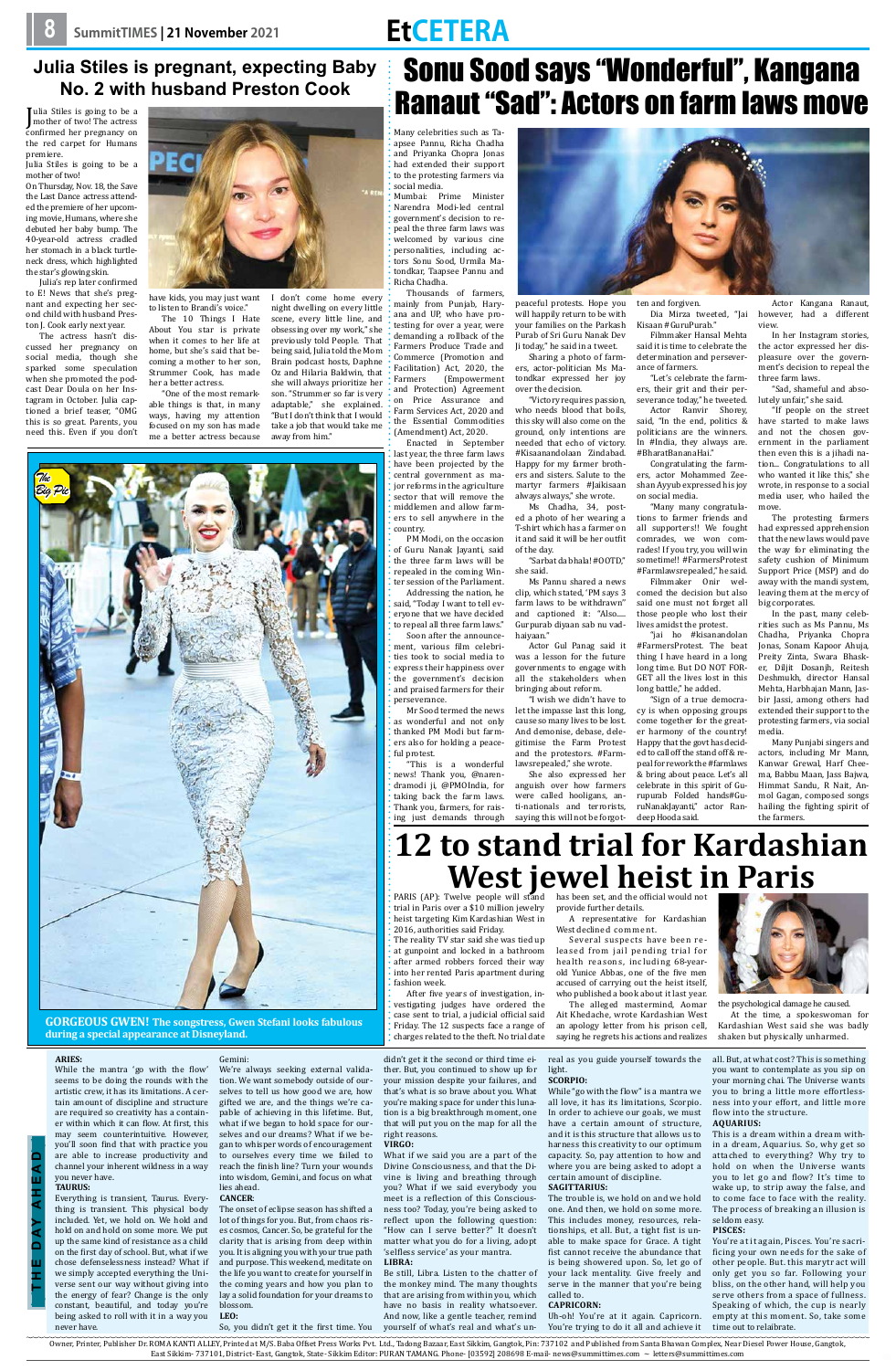## Julia Stiles is pregnant, expecting Baby No. 2 with husband Preston Cook

Julia Stiles is going to be a mother of two! The actress confirmed her pregnancy on the red carpet for Humans premiere.

Julia Stiles is going to be a mother of two!

On Thursday, Nov. 18, the Save the Last Dance actress attended the premiere of her upcoming movie, Humans, where she debuted her baby bump. The 40-year-old actress cradled her stomach in a black turtleneck dress, which highlighted the star's glowing skin.

Julia's rep later confirmed to E! News that she's pregnant and expecting her second child with husband Preston J. Cook early next year.

The actress hasn't discussed her pregnancy on social media, though she sparked some speculation when she promoted the podcast Dear Doula on her Instagram in October. Julia captioned a brief teaser, "OMG this is so great. Parents, you need this. Even if you don't have kids, you may just want to listen to Brandi's voice."

The 10 Things I Hate About You star is private when it comes to her life at home, but she's said that becoming a mother to her son, Strummer Cook, has made her a better actress.

"One of the most remarkable things is that, in many ways, having my attention focused on my son has made me a better actress because I don't come home every night dwelling on every little scene, every little line, and obsessing over my work," she previously told People. That being said, Julia told the Mom Brain podcast hosts, Daphne Oz and Hilaria Baldwin, that she will always prioritize her son. "Strummer so far is very adaptable," she explained. "But I don't think that I would take a job that would take me away from him."

**GORGEOUS GWEN! The songstress, Gwen Stefani looks fabulous during a special appearance at Disneyland.**

## Sonu Sood says "Wonderful", Kangana Ranaut "Sad": Actors on farm laws move

Many celebrities such as Taapsee Pannu, Richa Chadha and Priyanka Chopra Jonas had extended their support to the protesting farmers via social media.

Mumbai: Prime Minister Narendra Modi-led central government's decision to repeal the three farm laws was welcomed by various cine personalities, including actors Sonu Sood, Urmila Matondkar, Taapsee Pannu and Richa Chadha.

Thousands of farmers, mainly from Punjab, Haryana and UP, who have protesting for over a year, were demanding a rollback of the Farmers Produce Trade and Commerce (Promotion and Facilitation) Act, 2020, the Farmers (Empowerment and Protection) Agreement on Price Assurance and Farm Services Act, 2020 and the Essential Commodities (Amendment) Act, 2020.

Enacted in September last year, the three farm laws have been projected by the central government as major reforms in the agriculture sector that will remove the middlemen and allow farmers to sell anywhere in the country.

PM Modi, on the occasion of Guru Nanak Jayanti, said the three farm laws will be repealed in the coming Winter session of the Parliament.

Addressing the nation, he said, "Today I want to tell everyone that we have decided to repeal all three farm laws."

Soon after the announcement, various film celebrities took to social media to express their happiness over the government's decision and praised farmers for their perseverance.

Mr Sood termed the news as wonderful and not only thanked PM Modi but farmers also for holding a peaceful protest.

"This is a wonderful news! Thank you, @narendramodi ji, @PMOIndia, for taking back the farm laws. Thank you, farmers, for raising just demands through peaceful protests. Hope you will happily return to be with your families on the Parkash Purab of Sri Guru Nanak Dev Ji today," he said in a tweet.

Sharing a photo of farmers, actor-politician Ms Matondkar expressed her joy over the decision.

"Victory requires passion, who needs blood that boils, this sky will also come on the ground, only intentions are needed that echo of victory. #Kisaanandolaan Zindabad. Happy for my farmer brothers and sisters. Salute to the martyr farmers #Jaikisaan always always," she wrote.

Ms Chadha, 34, posted a photo of her wearing a T-shirt which has a farmer on it and said it will be her outfit of the day.

"Sarbat da bhala! #OOTD," she said.

Ms Pannu shared a news clip, which stated, 'PM says 3 farm laws to be withdrawn" and captioned it: "Also.... Gurpurab diyaan sab nu vadhaiyaan."

Actor Gul Panag said it was a lesson for the future governments to engage with all the stakeholders when bringing about reform.

"I wish we didn't have to let the impasse last this long, cause so many lives to be lost. And demonise, debase, delegitimise the Farm Protest and the protestors. #Farmlawsrepealed," she wrote.

She also expressed her anguish over how farmers were called hooligans, anti-nationals and terrorists, saying this will not be forgotten and forgiven.

Dia Mirza tweeted, "Jai Kisaan #GuruPurab."

Filmmaker Hansal Mehta said it is time to celebrate the determination and perseverance of farmers.

"Let's celebrate the farmers, their grit and their perseverance today," he tweeted.

Actor Ranvir Shorey, said, "In the end, politics & politicians are the winners. In #India, they always are. #BharatBananaHai."

Congratulating the farmers, actor Mohammed Zeeshan Ayyub expressed his joy on social media.

"Many many congratulations to farmer friends and all supporters!! We fought comrades, we won comrades!! If you try, you will win sometime!! #FarmersProtest #Farmlawsrepealed," he said.

Filmmaker Onir welcomed the decision but also said one must not forget all those people who lost their lives amidst the protest.

"jai ho #kisanandolan #FarmersProtest. The beat thing I have heard in a long long time. But DO NOT FORGET all the lives lost in this long battle," he added.

"Sign of a true democracy is when opposing groups come together for the greater harmony of the country! Happy that the govt has decided to call off the stand off & repeal for rework the #farmlaws & bring about peace. Let's all celebrate in this spirit of Gurupurab Folded hands#GuruNanakJayanti," actor Randeep Hooda said.

Actor Kangana Ranaut, however, had a different view.

In her Instagram stories, the actor expressed her displeasure over the government's decision to repeal the three farm laws.

"Sad, shameful and absolutely unfair," she said.

"If people on the street have started to make laws and not the chosen government in the parliament then even this is a jihadi nation.... Congratulations to all who wanted it like this," she wrote, in response to a social media user, who hailed the move.

The protesting farmers had expressed apprehension that the new laws would pave the way for eliminating the safety cushion of Minimum Support Price (MSP) and do away with the mandi system, leaving them at the mercy of big corporates.

In the past, many celebrities such as Ms Pannu, Ms Chadha, Priyanka Chopra Jonas, Sonam Kapoor Ahuja, Preity Zinta, Swara Bhasker, Diljit Dosanjh, Reitesh Deshmukh, director Hansal Mehta, Harbhajan Mann, Jasbir Jassi, among others had extended their support to the protesting farmers, via social media.

Many Punjabi singers and actors, including Mr Mann, Kanwar Grewal, Harf Cheema, Babbu Maan, Jass Bajwa, Himmat Sandu, R Nait, Anmol Gagan, composed songs hailing the fighting spirit of the farmers.

## 12 to stand trial for Kardashian West jewel heist in Paris

PARIS (AP): Twelve people will stand trial in Paris over a $10 million jewelry heist targeting Kim Kardashian West in 2016, authorities said Friday.

The reality TV star said she was tied up at gunpoint and locked in a bathroom after armed robbers forced their way into her rented Paris apartment during fashion week.

After five years of investigation, investigating judges have ordered the case sent to trial, a judicial official said Friday. The 12 suspects face a range of charges related to the theft. No trial date has been set, and the official would not provide further details.

A representative for Kardashian West declined comment.

Several suspects have been released from jail pending trial for health reasons, including 68-year-old Yunice Abbas, one of the five men accused of carrying out the heist itself, who published a book about it last year.

The alleged mastermind, Aomar Ait Khedache, wrote Kardashian West an apology letter from his prison cell, saying he regrets his actions and realizes the psychological damage he caused.

At the time, a spokeswoman for Kardashian West said she was badly shaken but physically unharmed.

## THE DAY AHEAD

**ARIES:**
While the mantra 'go with the flow' seems to be doing the rounds with the artistic crew, it has its limitations. A certain amount of discipline and structure are required so creativity has a container within which it can flow. At first, this may seem counterintuitive. However, you'll soon find that with practice you are able to increase productivity and channel your inherent wildness in a way you never have.

**TAURUS:**
Everything is transient, Taurus. Everything is transient. This physical body included. Yet, we hold on. We hold and hold on and hold on some more. We put up the same kind of resistance as a child on the first day of school. But, what if we chose defenselessness instead? What if we simply accepted everything the Universe sent our way without giving into the energy of fear? Change is the only constant, beautiful, and today you're being asked to roll with it in a way you never have.

**Gemini:**
We're always seeking external validation. We want somebody outside of ourselves to tell us how good we are, how gifted we are, and the things we're capable of achieving in this lifetime. But, what if we began to hold space for ourselves and our dreams? What if we began to whisper words of encouragement to ourselves every time we failed to reach the finish line? Turn your wounds into wisdom, Gemini, and focus on what lies ahead.

**CANCER:**
The onset of eclipse season has shifted a lot of things for you. But, from chaos rises cosmos, Cancer. So, be grateful for the clarity that is arising from deep within you. It is aligning you with your true path and purpose. This weekend, meditate on the life you want to create for yourself in the coming years and how you plan to lay a solid foundation for your dreams to blossom.

**LEO:**
So, you didn't get it the first time. You didn't get it the second or third time either. But, you continued to show up for your mission despite your failures, and that's what is so brave about you. What you're making space for under this lunation is a big breakthrough moment, one that will put you on the map for all the right reasons.

**VIRGO:**
What if we said you are a part of the Divine Consciousness, and that the Divine is living and breathing through you? What if we said everybody you meet is a reflection of this Consciousness too? Today, you're being asked to reflect upon the following question: "How can I serve better?" It doesn't matter what you do for a living, adopt 'selfless service' as your mantra.

**LIBRA:**
Be still, Libra. Listen to the chatter of the monkey mind. The many thoughts that are arising from within you, which have no basis in reality whatsoever. And now, like a gentle teacher, remind yourself of what's real and what's unreal as you guide yourself towards the light.

**SCORPIO:**
While "go with the flow" is a mantra we all love, it has its limitations, Scorpio. In order to achieve our goals, we must have a certain amount of structure, and it is this structure that allows us to harness this creativity to our optimum capacity. So, pay attention to how and where you are being asked to adopt a certain amount of discipline.

**SAGITTARIUS:**
The trouble is, we hold on and we hold one. And then, we hold on some more. This includes money, resources, relationships, et all. But, a tight fist is unable to make space for Grace. A tight fist cannot receive the abundance that is being showered upon. So, let go of your lack mentality. Give freely and serve in the manner that you're being called to.

**CAPRICORN:**
Uh-oh! You're at it again. Capricorn. You're trying to do it all and achieve it all. But, at what cost? This is something you want to contemplate as you sip on your morning chai. The Universe wants you to bring a little more effortlessness into your effort, and little more flow into the structure.

**AQUARIUS:**
This is a dream within a dream within a dream, Aquarius. So, why get so attached to everything? Why try to hold on when the Universe wants you to let go and flow? It's time to wake up, to strip away the false, and to come face to face with the reality. The process of breaking an illusion is seldom easy.

**PISCES:**
You're at it again, Pisces. You're sacrificing your own needs for the sake of other people. But, this marytr act will only get you so far. Following your bliss, on the other hand, will help you serve others from a space of fullness. Speaking of which, the cup is nearly empty at this moment. So, take some time out to relabrate.

Owner, Printer, Publisher Dr. ROMA KANTI ALLEY, Printed at M/S. Baba Offset Press Works Pvt. Ltd., Tadong Bazaar, East Sikkim, Gangtok, Pin: 737102 and Published from Santa Bhawan Complex, Near Diesel Power House, Gangtok, East Sikkim- 737101, District- East, Gangtok, State- Sikkim Editor: PURAN TAMANG. Phone- [03592] 208698 E-mail- news@summittimes.com ~ letters@summittimes.com